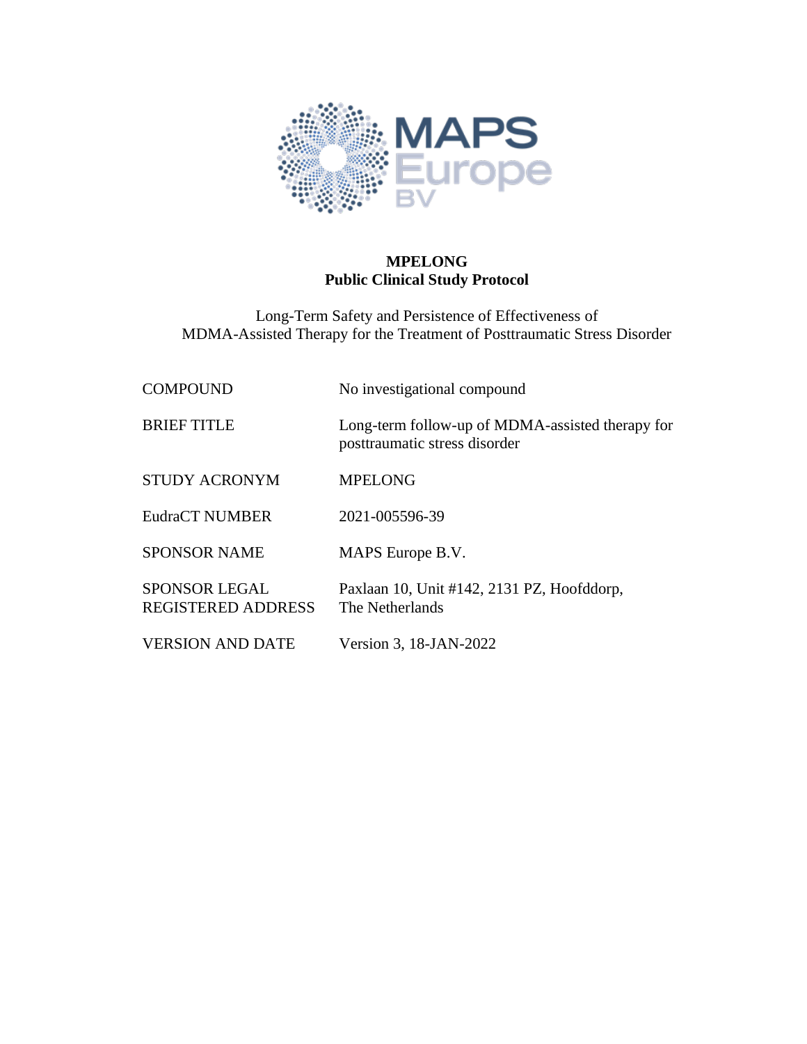**MPELONG**
**Public Clinical Study Protocol**

Long-Term Safety and Persistence of Effectiveness of
MDMA-Assisted Therapy for the Treatment of Posttraumatic Stress Disorder

| | |
|---|---|
| COMPOUND | No investigational compound |
| BRIEF TITLE | Long-term follow-up of MDMA-assisted therapy for posttraumatic stress disorder |
| STUDY ACRONYM | MPELONG |
| EudraCT NUMBER | 2021-005596-39 |
| SPONSOR NAME | MAPS Europe B.V. |
| SPONSOR LEGAL REGISTERED ADDRESS | Paxlaan 10, Unit #142, 2131 PZ, Hoofddorp, The Netherlands |
| VERSION AND DATE | Version 3, 18-JAN-2022 |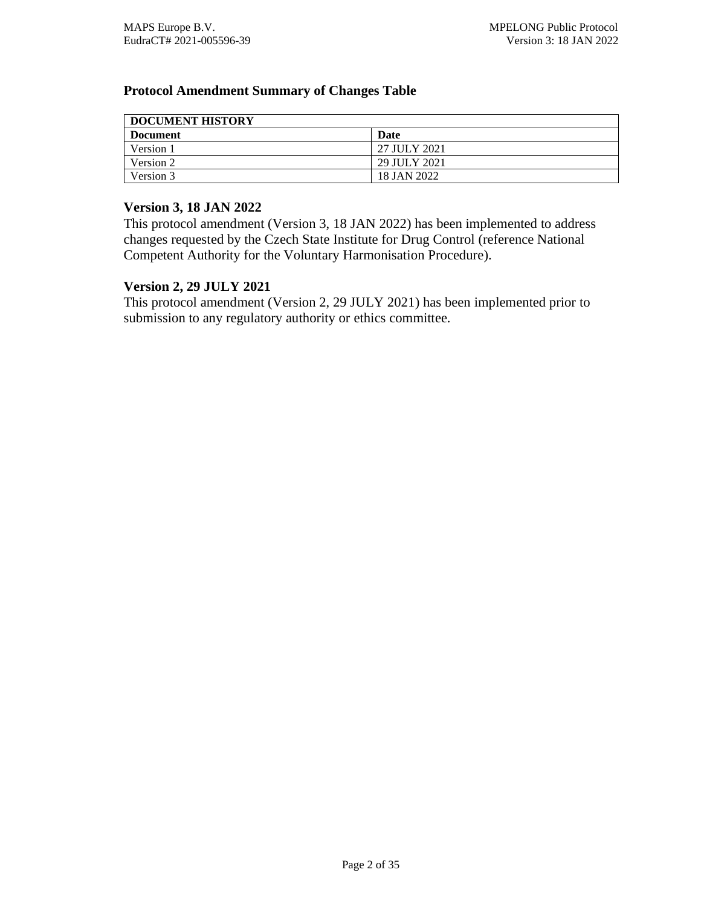## Protocol Amendment Summary of Changes Table

| DOCUMENT HISTORY | |
|---|---|
| **Document** | **Date** |
| Version 1 | 27 JULY 2021 |
| Version 2 | 29 JULY 2021 |
| Version 3 | 18 JAN 2022 |

### Version 3, 18 JAN 2022

This protocol amendment (Version 3, 18 JAN 2022) has been implemented to address changes requested by the Czech State Institute for Drug Control (reference National Competent Authority for the Voluntary Harmonisation Procedure).

### Version 2, 29 JULY 2021

This protocol amendment (Version 2, 29 JULY 2021) has been implemented prior to submission to any regulatory authority or ethics committee.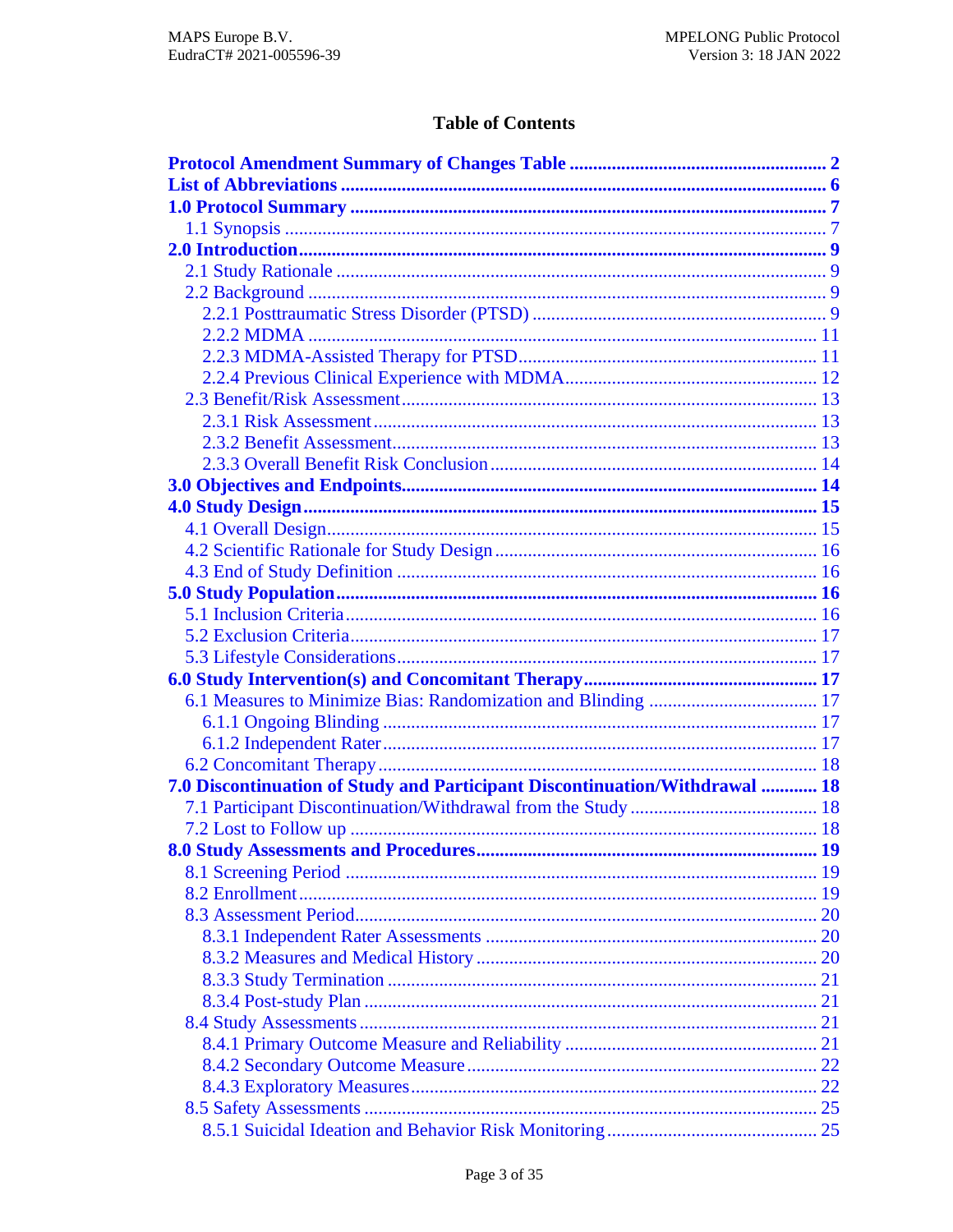# Table of Contents

**Protocol Amendment Summary of Changes Table** ........ 2
**List of Abbreviations** ........ 6
**1.0 Protocol Summary** ........ 7
- 1.1 Synopsis ........ 7

**2.0 Introduction** ........ 9
- 2.1 Study Rationale ........ 9
- 2.2 Background ........ 9
  - 2.2.1 Posttraumatic Stress Disorder (PTSD) ........ 9
  - 2.2.2 MDMA ........ 11
  - 2.2.3 MDMA-Assisted Therapy for PTSD ........ 11
  - 2.2.4 Previous Clinical Experience with MDMA ........ 12
- 2.3 Benefit/Risk Assessment ........ 13
  - 2.3.1 Risk Assessment ........ 13
  - 2.3.2 Benefit Assessment ........ 13
  - 2.3.3 Overall Benefit Risk Conclusion ........ 14

**3.0 Objectives and Endpoints** ........ 14
**4.0 Study Design** ........ 15
- 4.1 Overall Design ........ 15
- 4.2 Scientific Rationale for Study Design ........ 16
- 4.3 End of Study Definition ........ 16

**5.0 Study Population** ........ 16
- 5.1 Inclusion Criteria ........ 16
- 5.2 Exclusion Criteria ........ 17
- 5.3 Lifestyle Considerations ........ 17

**6.0 Study Intervention(s) and Concomitant Therapy** ........ 17
- 6.1 Measures to Minimize Bias: Randomization and Blinding ........ 17
  - 6.1.1 Ongoing Blinding ........ 17
  - 6.1.2 Independent Rater ........ 17
- 6.2 Concomitant Therapy ........ 18

**7.0 Discontinuation of Study and Participant Discontinuation/Withdrawal** ........ 18
- 7.1 Participant Discontinuation/Withdrawal from the Study ........ 18
- 7.2 Lost to Follow up ........ 18

**8.0 Study Assessments and Procedures** ........ 19
- 8.1 Screening Period ........ 19
- 8.2 Enrollment ........ 19
- 8.3 Assessment Period ........ 20
  - 8.3.1 Independent Rater Assessments ........ 20
  - 8.3.2 Measures and Medical History ........ 20
  - 8.3.3 Study Termination ........ 21
  - 8.3.4 Post-study Plan ........ 21
- 8.4 Study Assessments ........ 21
  - 8.4.1 Primary Outcome Measure and Reliability ........ 21
  - 8.4.2 Secondary Outcome Measure ........ 22
  - 8.4.3 Exploratory Measures ........ 22
- 8.5 Safety Assessments ........ 25
  - 8.5.1 Suicidal Ideation and Behavior Risk Monitoring ........ 25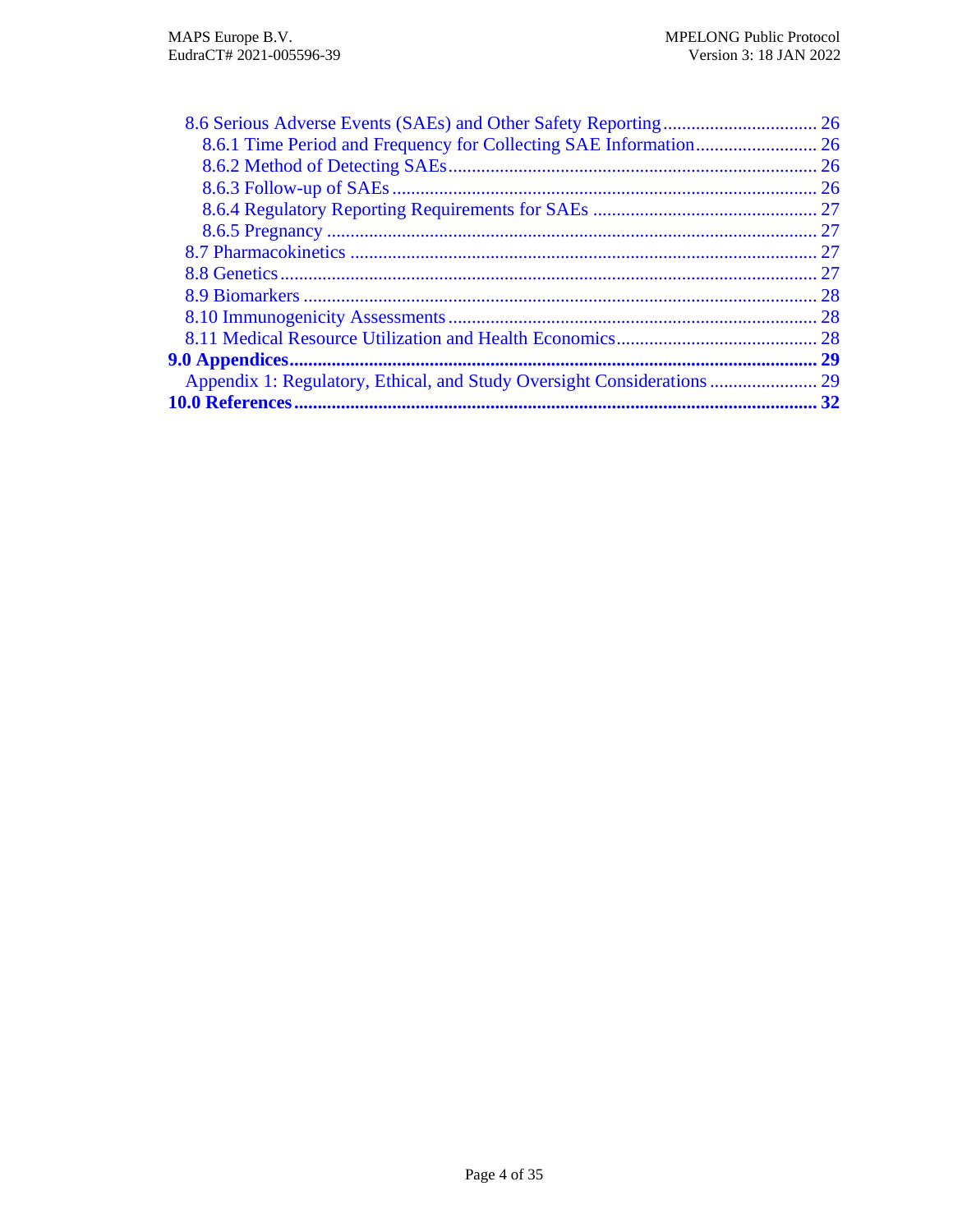8.6 Serious Adverse Events (SAEs) and Other Safety Reporting ................................ 26
    8.6.1 Time Period and Frequency for Collecting SAE Information.......................... 26
    8.6.2 Method of Detecting SAEs.............................................................................. 26
    8.6.3 Follow-up of SAEs.......................................................................................... 26
    8.6.4 Regulatory Reporting Requirements for SAEs ................................................ 27
    8.6.5 Pregnancy ........................................................................................................ 27
8.7 Pharmacokinetics ...................................................................................................... 27
8.8 Genetics..................................................................................................................... 27
8.9 Biomarkers ................................................................................................................ 28
8.10 Immunogenicity Assessments.................................................................................. 28
8.11 Medical Resource Utilization and Health Economics............................................. 28

**9.0 Appendices................................................................................................................ 29**

Appendix 1: Regulatory, Ethical, and Study Oversight Considerations ....................... 29

**10.0 References.............................................................................................................. 32**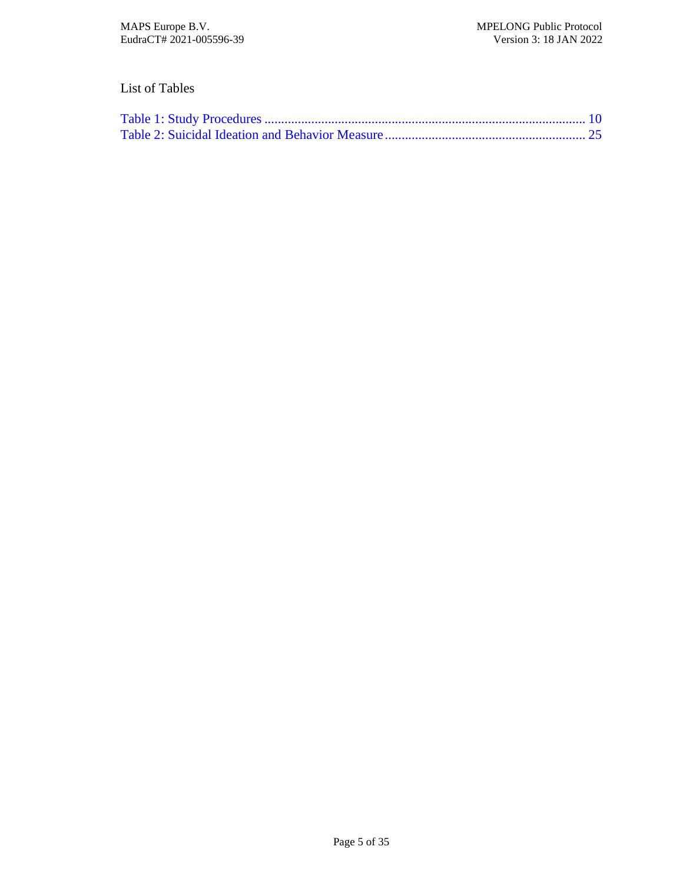List of Tables

Table 1: Study Procedures ............................................................................................... 10
Table 2: Suicidal Ideation and Behavior Measure ........................................................... 25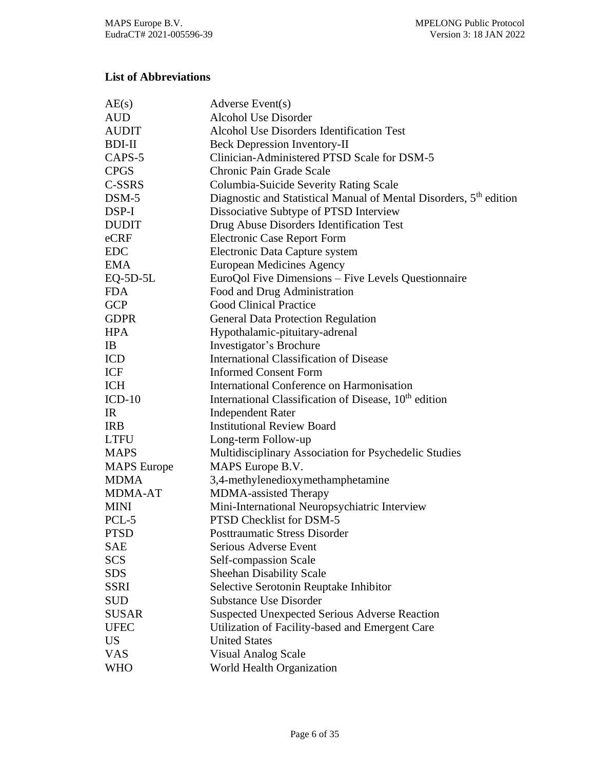**List of Abbreviations**

| | |
|---|---|
| AE(s) | Adverse Event(s) |
| AUD | Alcohol Use Disorder |
| AUDIT | Alcohol Use Disorders Identification Test |
| BDI-II | Beck Depression Inventory-II |
| CAPS-5 | Clinician-Administered PTSD Scale for DSM-5 |
| CPGS | Chronic Pain Grade Scale |
| C-SSRS | Columbia-Suicide Severity Rating Scale |
| DSM-5 | Diagnostic and Statistical Manual of Mental Disorders, 5th edition |
| DSP-I | Dissociative Subtype of PTSD Interview |
| DUDIT | Drug Abuse Disorders Identification Test |
| eCRF | Electronic Case Report Form |
| EDC | Electronic Data Capture system |
| EMA | European Medicines Agency |
| EQ-5D-5L | EuroQol Five Dimensions – Five Levels Questionnaire |
| FDA | Food and Drug Administration |
| GCP | Good Clinical Practice |
| GDPR | General Data Protection Regulation |
| HPA | Hypothalamic-pituitary-adrenal |
| IB | Investigator's Brochure |
| ICD | International Classification of Disease |
| ICF | Informed Consent Form |
| ICH | International Conference on Harmonisation |
| ICD-10 | International Classification of Disease, 10th edition |
| IR | Independent Rater |
| IRB | Institutional Review Board |
| LTFU | Long-term Follow-up |
| MAPS | Multidisciplinary Association for Psychedelic Studies |
| MAPS Europe | MAPS Europe B.V. |
| MDMA | 3,4-methylenedioxymethamphetamine |
| MDMA-AT | MDMA-assisted Therapy |
| MINI | Mini-International Neuropsychiatric Interview |
| PCL-5 | PTSD Checklist for DSM-5 |
| PTSD | Posttraumatic Stress Disorder |
| SAE | Serious Adverse Event |
| SCS | Self-compassion Scale |
| SDS | Sheehan Disability Scale |
| SSRI | Selective Serotonin Reuptake Inhibitor |
| SUD | Substance Use Disorder |
| SUSAR | Suspected Unexpected Serious Adverse Reaction |
| UFEC | Utilization of Facility-based and Emergent Care |
| US | United States |
| VAS | Visual Analog Scale |
| WHO | World Health Organization |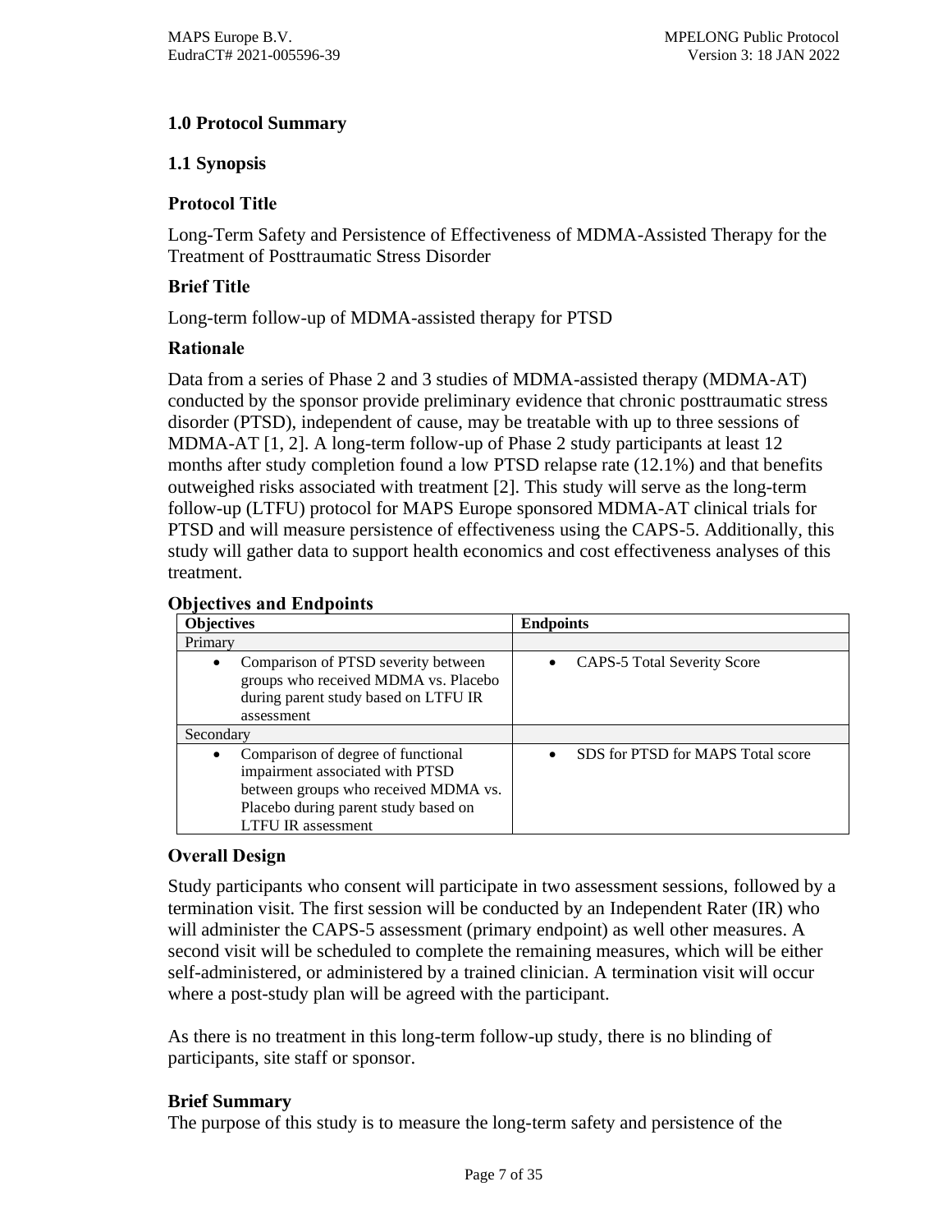## 1.0 Protocol Summary

### 1.1 Synopsis

#### Protocol Title

Long-Term Safety and Persistence of Effectiveness of MDMA-Assisted Therapy for the Treatment of Posttraumatic Stress Disorder

#### Brief Title

Long-term follow-up of MDMA-assisted therapy for PTSD

#### Rationale

Data from a series of Phase 2 and 3 studies of MDMA-assisted therapy (MDMA-AT) conducted by the sponsor provide preliminary evidence that chronic posttraumatic stress disorder (PTSD), independent of cause, may be treatable with up to three sessions of MDMA-AT [1, 2]. A long-term follow-up of Phase 2 study participants at least 12 months after study completion found a low PTSD relapse rate (12.1%) and that benefits outweighed risks associated with treatment [2]. This study will serve as the long-term follow-up (LTFU) protocol for MAPS Europe sponsored MDMA-AT clinical trials for PTSD and will measure persistence of effectiveness using the CAPS-5. Additionally, this study will gather data to support health economics and cost effectiveness analyses of this treatment.

#### Objectives and Endpoints

| Objectives | Endpoints |
|---|---|
| Primary | |
| • Comparison of PTSD severity between groups who received MDMA vs. Placebo during parent study based on LTFU IR assessment | • CAPS-5 Total Severity Score |
| Secondary | |
| • Comparison of degree of functional impairment associated with PTSD between groups who received MDMA vs. Placebo during parent study based on LTFU IR assessment | • SDS for PTSD for MAPS Total score |

#### Overall Design

Study participants who consent will participate in two assessment sessions, followed by a termination visit. The first session will be conducted by an Independent Rater (IR) who will administer the CAPS-5 assessment (primary endpoint) as well other measures. A second visit will be scheduled to complete the remaining measures, which will be either self-administered, or administered by a trained clinician. A termination visit will occur where a post-study plan will be agreed with the participant.

As there is no treatment in this long-term follow-up study, there is no blinding of participants, site staff or sponsor.

#### Brief Summary

The purpose of this study is to measure the long-term safety and persistence of the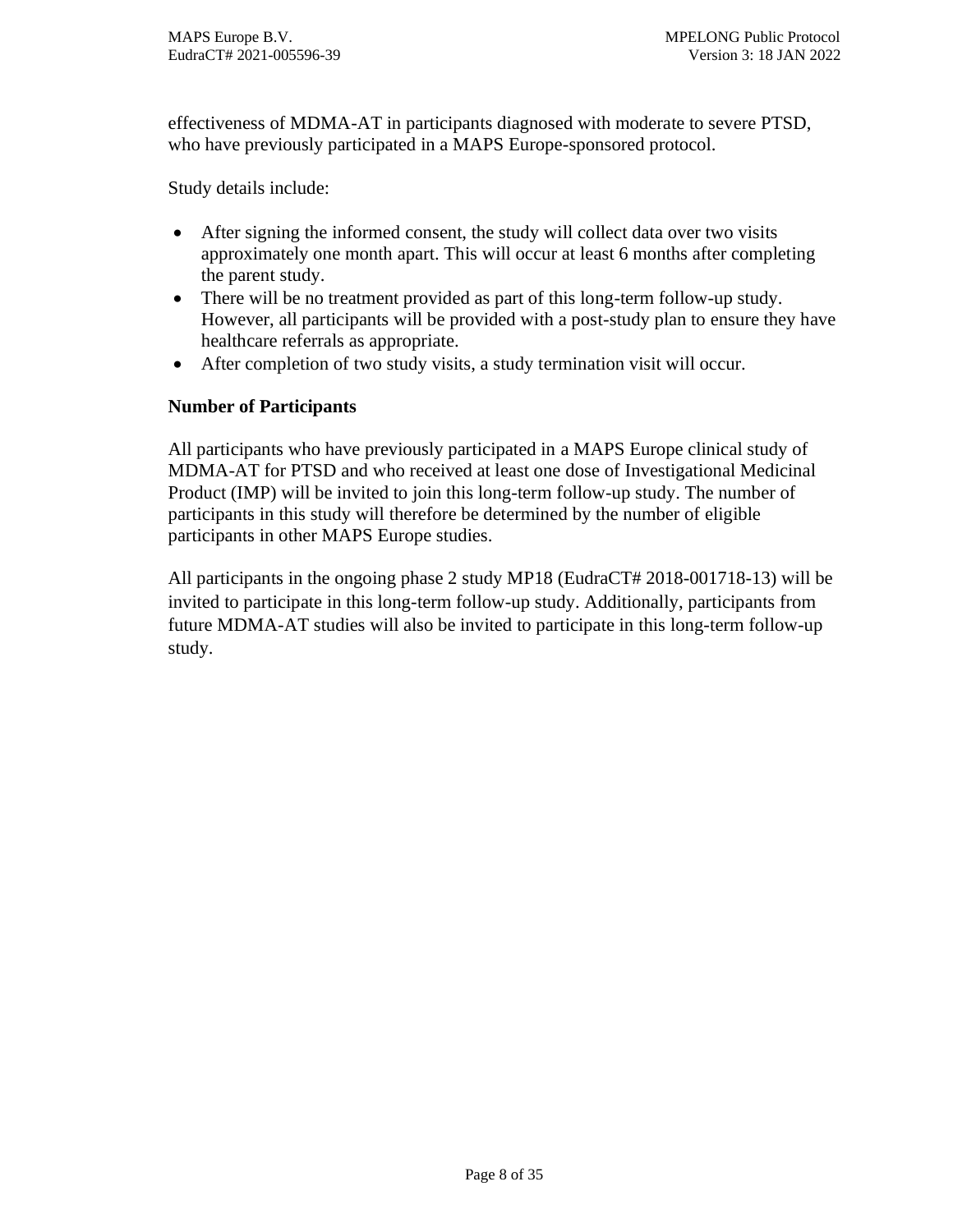effectiveness of MDMA-AT in participants diagnosed with moderate to severe PTSD, who have previously participated in a MAPS Europe-sponsored protocol.

Study details include:

- After signing the informed consent, the study will collect data over two visits approximately one month apart. This will occur at least 6 months after completing the parent study.
- There will be no treatment provided as part of this long-term follow-up study. However, all participants will be provided with a post-study plan to ensure they have healthcare referrals as appropriate.
- After completion of two study visits, a study termination visit will occur.

**Number of Participants**

All participants who have previously participated in a MAPS Europe clinical study of MDMA-AT for PTSD and who received at least one dose of Investigational Medicinal Product (IMP) will be invited to join this long-term follow-up study. The number of participants in this study will therefore be determined by the number of eligible participants in other MAPS Europe studies.

All participants in the ongoing phase 2 study MP18 (EudraCT# 2018-001718-13) will be invited to participate in this long-term follow-up study. Additionally, participants from future MDMA-AT studies will also be invited to participate in this long-term follow-up study.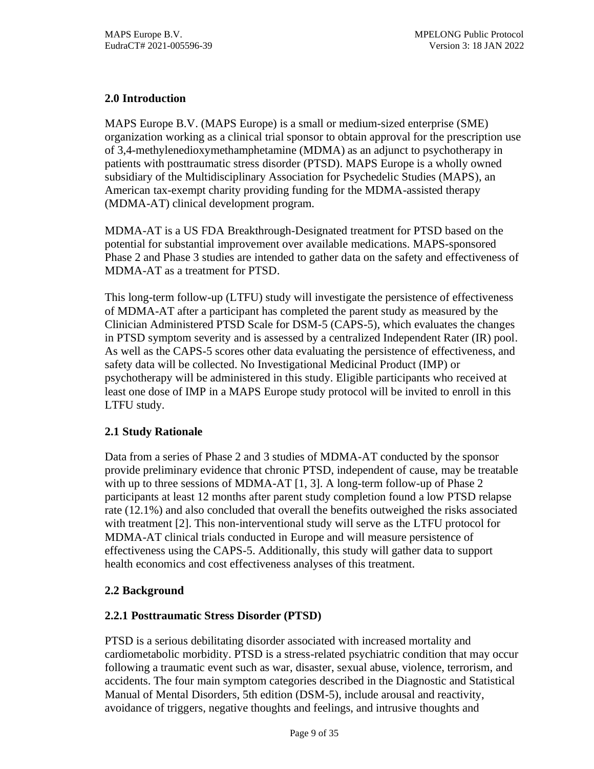## 2.0 Introduction

MAPS Europe B.V. (MAPS Europe) is a small or medium-sized enterprise (SME) organization working as a clinical trial sponsor to obtain approval for the prescription use of 3,4-methylenedioxymethamphetamine (MDMA) as an adjunct to psychotherapy in patients with posttraumatic stress disorder (PTSD). MAPS Europe is a wholly owned subsidiary of the Multidisciplinary Association for Psychedelic Studies (MAPS), an American tax-exempt charity providing funding for the MDMA-assisted therapy (MDMA-AT) clinical development program.

MDMA-AT is a US FDA Breakthrough-Designated treatment for PTSD based on the potential for substantial improvement over available medications. MAPS-sponsored Phase 2 and Phase 3 studies are intended to gather data on the safety and effectiveness of MDMA-AT as a treatment for PTSD.

This long-term follow-up (LTFU) study will investigate the persistence of effectiveness of MDMA-AT after a participant has completed the parent study as measured by the Clinician Administered PTSD Scale for DSM-5 (CAPS-5), which evaluates the changes in PTSD symptom severity and is assessed by a centralized Independent Rater (IR) pool. As well as the CAPS-5 scores other data evaluating the persistence of effectiveness, and safety data will be collected. No Investigational Medicinal Product (IMP) or psychotherapy will be administered in this study. Eligible participants who received at least one dose of IMP in a MAPS Europe study protocol will be invited to enroll in this LTFU study.

### 2.1 Study Rationale

Data from a series of Phase 2 and 3 studies of MDMA-AT conducted by the sponsor provide preliminary evidence that chronic PTSD, independent of cause, may be treatable with up to three sessions of MDMA-AT [1, 3]. A long-term follow-up of Phase 2 participants at least 12 months after parent study completion found a low PTSD relapse rate (12.1%) and also concluded that overall the benefits outweighed the risks associated with treatment [2]. This non-interventional study will serve as the LTFU protocol for MDMA-AT clinical trials conducted in Europe and will measure persistence of effectiveness using the CAPS-5. Additionally, this study will gather data to support health economics and cost effectiveness analyses of this treatment.

### 2.2 Background

#### 2.2.1 Posttraumatic Stress Disorder (PTSD)

PTSD is a serious debilitating disorder associated with increased mortality and cardiometabolic morbidity. PTSD is a stress-related psychiatric condition that may occur following a traumatic event such as war, disaster, sexual abuse, violence, terrorism, and accidents. The four main symptom categories described in the Diagnostic and Statistical Manual of Mental Disorders, 5th edition (DSM-5), include arousal and reactivity, avoidance of triggers, negative thoughts and feelings, and intrusive thoughts and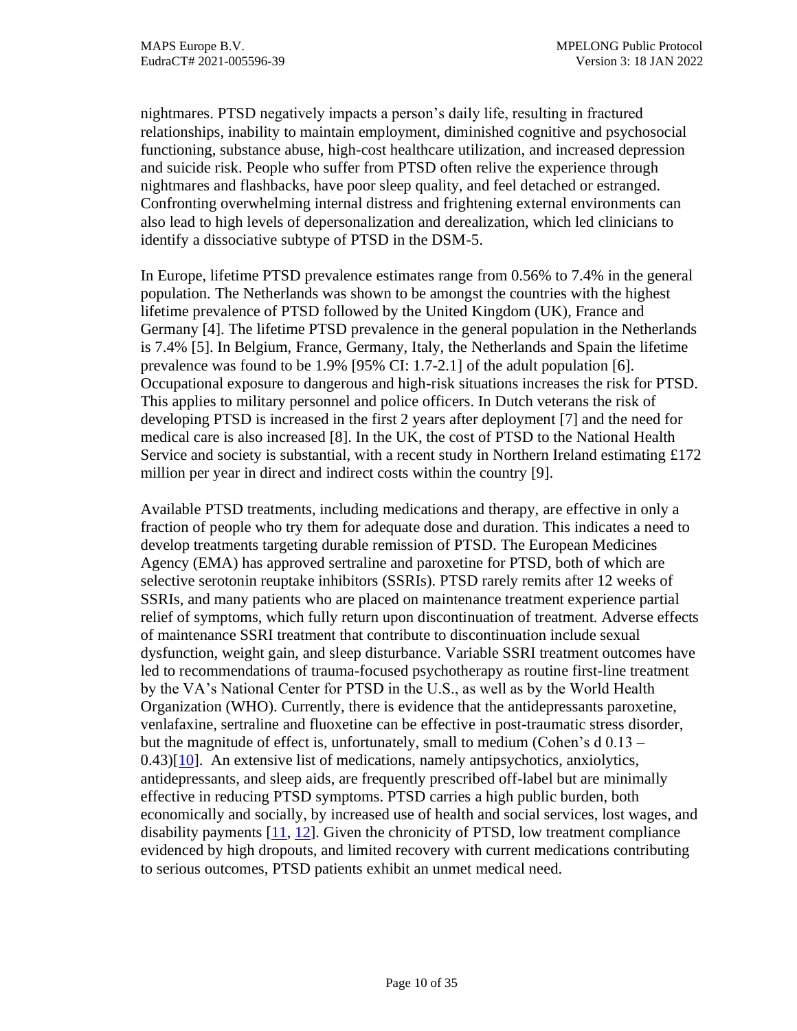nightmares. PTSD negatively impacts a person's daily life, resulting in fractured relationships, inability to maintain employment, diminished cognitive and psychosocial functioning, substance abuse, high-cost healthcare utilization, and increased depression and suicide risk. People who suffer from PTSD often relive the experience through nightmares and flashbacks, have poor sleep quality, and feel detached or estranged. Confronting overwhelming internal distress and frightening external environments can also lead to high levels of depersonalization and derealization, which led clinicians to identify a dissociative subtype of PTSD in the DSM-5.

In Europe, lifetime PTSD prevalence estimates range from 0.56% to 7.4% in the general population. The Netherlands was shown to be amongst the countries with the highest lifetime prevalence of PTSD followed by the United Kingdom (UK), France and Germany [4]. The lifetime PTSD prevalence in the general population in the Netherlands is 7.4% [5]. In Belgium, France, Germany, Italy, the Netherlands and Spain the lifetime prevalence was found to be 1.9% [95% CI: 1.7-2.1] of the adult population [6]. Occupational exposure to dangerous and high-risk situations increases the risk for PTSD. This applies to military personnel and police officers. In Dutch veterans the risk of developing PTSD is increased in the first 2 years after deployment [7] and the need for medical care is also increased [8]. In the UK, the cost of PTSD to the National Health Service and society is substantial, with a recent study in Northern Ireland estimating £172 million per year in direct and indirect costs within the country [9].

Available PTSD treatments, including medications and therapy, are effective in only a fraction of people who try them for adequate dose and duration. This indicates a need to develop treatments targeting durable remission of PTSD. The European Medicines Agency (EMA) has approved sertraline and paroxetine for PTSD, both of which are selective serotonin reuptake inhibitors (SSRIs). PTSD rarely remits after 12 weeks of SSRIs, and many patients who are placed on maintenance treatment experience partial relief of symptoms, which fully return upon discontinuation of treatment. Adverse effects of maintenance SSRI treatment that contribute to discontinuation include sexual dysfunction, weight gain, and sleep disturbance. Variable SSRI treatment outcomes have led to recommendations of trauma-focused psychotherapy as routine first-line treatment by the VA's National Center for PTSD in the U.S., as well as by the World Health Organization (WHO). Currently, there is evidence that the antidepressants paroxetine, venlafaxine, sertraline and fluoxetine can be effective in post-traumatic stress disorder, but the magnitude of effect is, unfortunately, small to medium (Cohen's d 0.13 – 0.43)[10]. An extensive list of medications, namely antipsychotics, anxiolytics, antidepressants, and sleep aids, are frequently prescribed off-label but are minimally effective in reducing PTSD symptoms. PTSD carries a high public burden, both economically and socially, by increased use of health and social services, lost wages, and disability payments [11, 12]. Given the chronicity of PTSD, low treatment compliance evidenced by high dropouts, and limited recovery with current medications contributing to serious outcomes, PTSD patients exhibit an unmet medical need.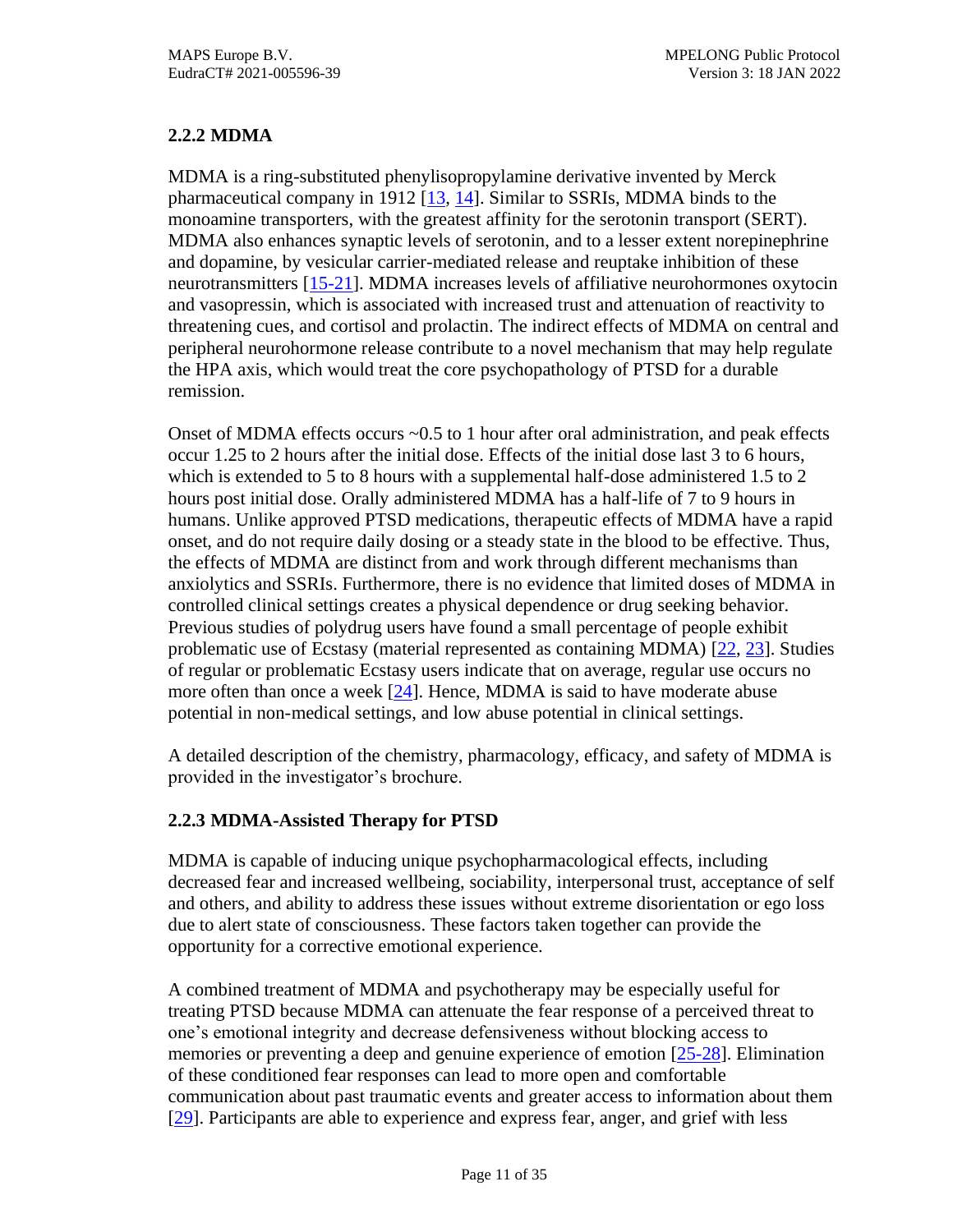### 2.2.2 MDMA

MDMA is a ring-substituted phenylisopropylamine derivative invented by Merck pharmaceutical company in 1912 [13, 14]. Similar to SSRIs, MDMA binds to the monoamine transporters, with the greatest affinity for the serotonin transport (SERT). MDMA also enhances synaptic levels of serotonin, and to a lesser extent norepinephrine and dopamine, by vesicular carrier-mediated release and reuptake inhibition of these neurotransmitters [15-21]. MDMA increases levels of affiliative neurohormones oxytocin and vasopressin, which is associated with increased trust and attenuation of reactivity to threatening cues, and cortisol and prolactin. The indirect effects of MDMA on central and peripheral neurohormone release contribute to a novel mechanism that may help regulate the HPA axis, which would treat the core psychopathology of PTSD for a durable remission.

Onset of MDMA effects occurs ~0.5 to 1 hour after oral administration, and peak effects occur 1.25 to 2 hours after the initial dose. Effects of the initial dose last 3 to 6 hours, which is extended to 5 to 8 hours with a supplemental half-dose administered 1.5 to 2 hours post initial dose. Orally administered MDMA has a half-life of 7 to 9 hours in humans. Unlike approved PTSD medications, therapeutic effects of MDMA have a rapid onset, and do not require daily dosing or a steady state in the blood to be effective. Thus, the effects of MDMA are distinct from and work through different mechanisms than anxiolytics and SSRIs. Furthermore, there is no evidence that limited doses of MDMA in controlled clinical settings creates a physical dependence or drug seeking behavior. Previous studies of polydrug users have found a small percentage of people exhibit problematic use of Ecstasy (material represented as containing MDMA) [22, 23]. Studies of regular or problematic Ecstasy users indicate that on average, regular use occurs no more often than once a week [24]. Hence, MDMA is said to have moderate abuse potential in non-medical settings, and low abuse potential in clinical settings.

A detailed description of the chemistry, pharmacology, efficacy, and safety of MDMA is provided in the investigator's brochure.

### 2.2.3 MDMA-Assisted Therapy for PTSD

MDMA is capable of inducing unique psychopharmacological effects, including decreased fear and increased wellbeing, sociability, interpersonal trust, acceptance of self and others, and ability to address these issues without extreme disorientation or ego loss due to alert state of consciousness. These factors taken together can provide the opportunity for a corrective emotional experience.

A combined treatment of MDMA and psychotherapy may be especially useful for treating PTSD because MDMA can attenuate the fear response of a perceived threat to one's emotional integrity and decrease defensiveness without blocking access to memories or preventing a deep and genuine experience of emotion [25-28]. Elimination of these conditioned fear responses can lead to more open and comfortable communication about past traumatic events and greater access to information about them [29]. Participants are able to experience and express fear, anger, and grief with less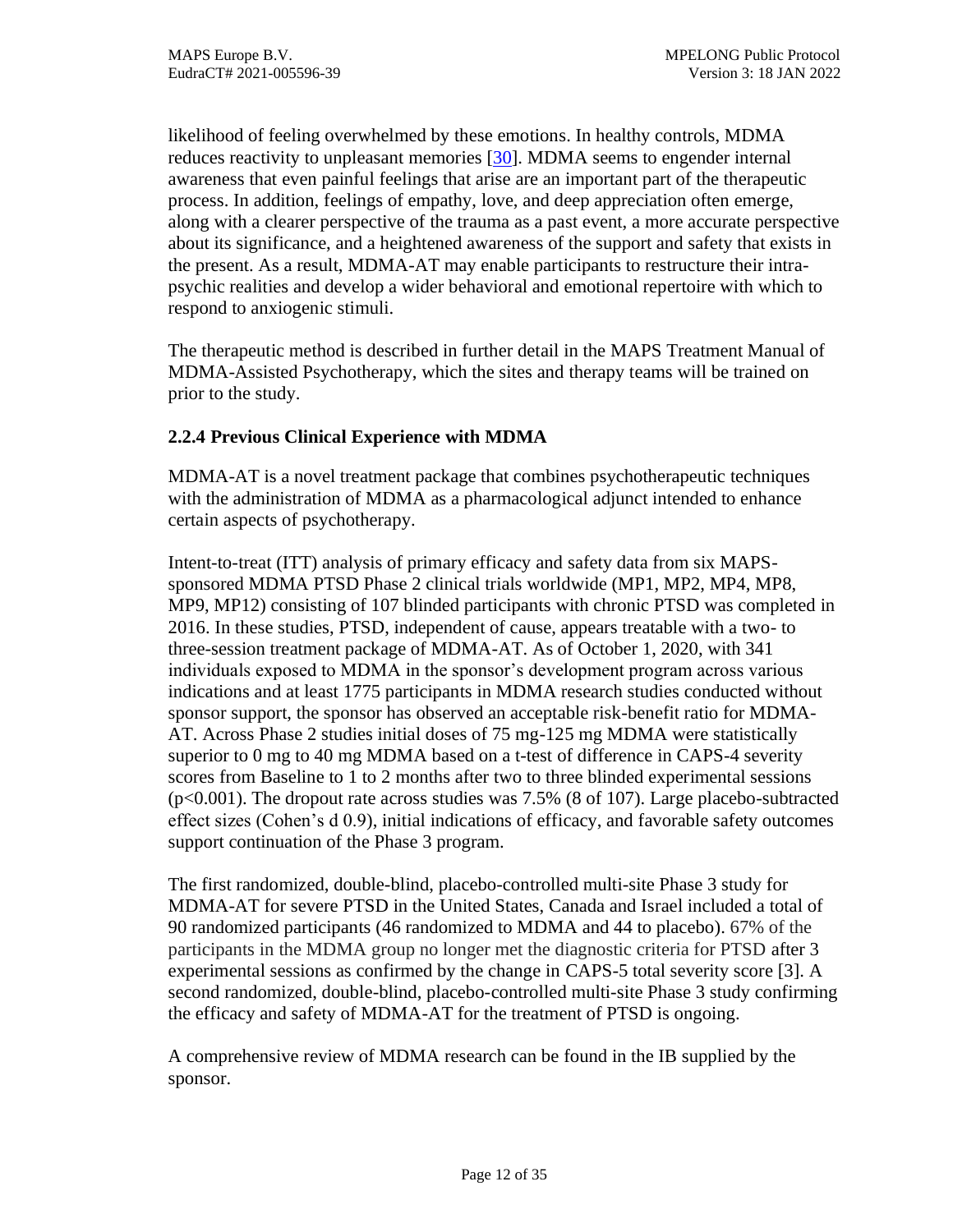likelihood of feeling overwhelmed by these emotions. In healthy controls, MDMA reduces reactivity to unpleasant memories [30]. MDMA seems to engender internal awareness that even painful feelings that arise are an important part of the therapeutic process. In addition, feelings of empathy, love, and deep appreciation often emerge, along with a clearer perspective of the trauma as a past event, a more accurate perspective about its significance, and a heightened awareness of the support and safety that exists in the present. As a result, MDMA-AT may enable participants to restructure their intra-psychic realities and develop a wider behavioral and emotional repertoire with which to respond to anxiogenic stimuli.

The therapeutic method is described in further detail in the MAPS Treatment Manual of MDMA-Assisted Psychotherapy, which the sites and therapy teams will be trained on prior to the study.

### 2.2.4 Previous Clinical Experience with MDMA

MDMA-AT is a novel treatment package that combines psychotherapeutic techniques with the administration of MDMA as a pharmacological adjunct intended to enhance certain aspects of psychotherapy.

Intent-to-treat (ITT) analysis of primary efficacy and safety data from six MAPS-sponsored MDMA PTSD Phase 2 clinical trials worldwide (MP1, MP2, MP4, MP8, MP9, MP12) consisting of 107 blinded participants with chronic PTSD was completed in 2016. In these studies, PTSD, independent of cause, appears treatable with a two- to three-session treatment package of MDMA-AT. As of October 1, 2020, with 341 individuals exposed to MDMA in the sponsor's development program across various indications and at least 1775 participants in MDMA research studies conducted without sponsor support, the sponsor has observed an acceptable risk-benefit ratio for MDMA-AT. Across Phase 2 studies initial doses of 75 mg-125 mg MDMA were statistically superior to 0 mg to 40 mg MDMA based on a t-test of difference in CAPS-4 severity scores from Baseline to 1 to 2 months after two to three blinded experimental sessions ($p<0.001$). The dropout rate across studies was 7.5% (8 of 107). Large placebo-subtracted effect sizes (Cohen's d 0.9), initial indications of efficacy, and favorable safety outcomes support continuation of the Phase 3 program.

The first randomized, double-blind, placebo-controlled multi-site Phase 3 study for MDMA-AT for severe PTSD in the United States, Canada and Israel included a total of 90 randomized participants (46 randomized to MDMA and 44 to placebo). 67% of the participants in the MDMA group no longer met the diagnostic criteria for PTSD after 3 experimental sessions as confirmed by the change in CAPS-5 total severity score [3]. A second randomized, double-blind, placebo-controlled multi-site Phase 3 study confirming the efficacy and safety of MDMA-AT for the treatment of PTSD is ongoing.

A comprehensive review of MDMA research can be found in the IB supplied by the sponsor.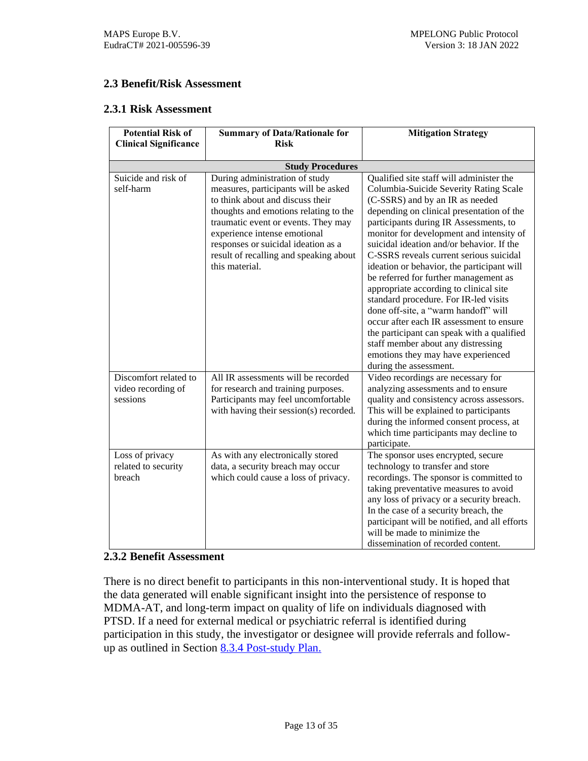## 2.3 Benefit/Risk Assessment

### 2.3.1 Risk Assessment

| Potential Risk of Clinical Significance | Summary of Data/Rationale for Risk | Mitigation Strategy |
|---|---|---|
| **Study Procedures** | | |
| Suicide and risk of self-harm | During administration of study measures, participants will be asked to think about and discuss their thoughts and emotions relating to the traumatic event or events. They may experience intense emotional responses or suicidal ideation as a result of recalling and speaking about this material. | Qualified site staff will administer the Columbia-Suicide Severity Rating Scale (C-SSRS) and by an IR as needed depending on clinical presentation of the participants during IR Assessments, to monitor for development and intensity of suicidal ideation and/or behavior. If the C-SSRS reveals current serious suicidal ideation or behavior, the participant will be referred for further management as appropriate according to clinical site standard procedure. For IR-led visits done off-site, a "warm handoff" will occur after each IR assessment to ensure the participant can speak with a qualified staff member about any distressing emotions they may have experienced during the assessment. |
| Discomfort related to video recording of sessions | All IR assessments will be recorded for research and training purposes. Participants may feel uncomfortable with having their session(s) recorded. | Video recordings are necessary for analyzing assessments and to ensure quality and consistency across assessors. This will be explained to participants during the informed consent process, at which time participants may decline to participate. |
| Loss of privacy related to security breach | As with any electronically stored data, a security breach may occur which could cause a loss of privacy. | The sponsor uses encrypted, secure technology to transfer and store recordings. The sponsor is committed to taking preventative measures to avoid any loss of privacy or a security breach. In the case of a security breach, the participant will be notified, and all efforts will be made to minimize the dissemination of recorded content. |

### 2.3.2 Benefit Assessment

There is no direct benefit to participants in this non-interventional study. It is hoped that the data generated will enable significant insight into the persistence of response to MDMA-AT, and long-term impact on quality of life on individuals diagnosed with PTSD. If a need for external medical or psychiatric referral is identified during participation in this study, the investigator or designee will provide referrals and follow-up as outlined in Section 8.3.4 Post-study Plan.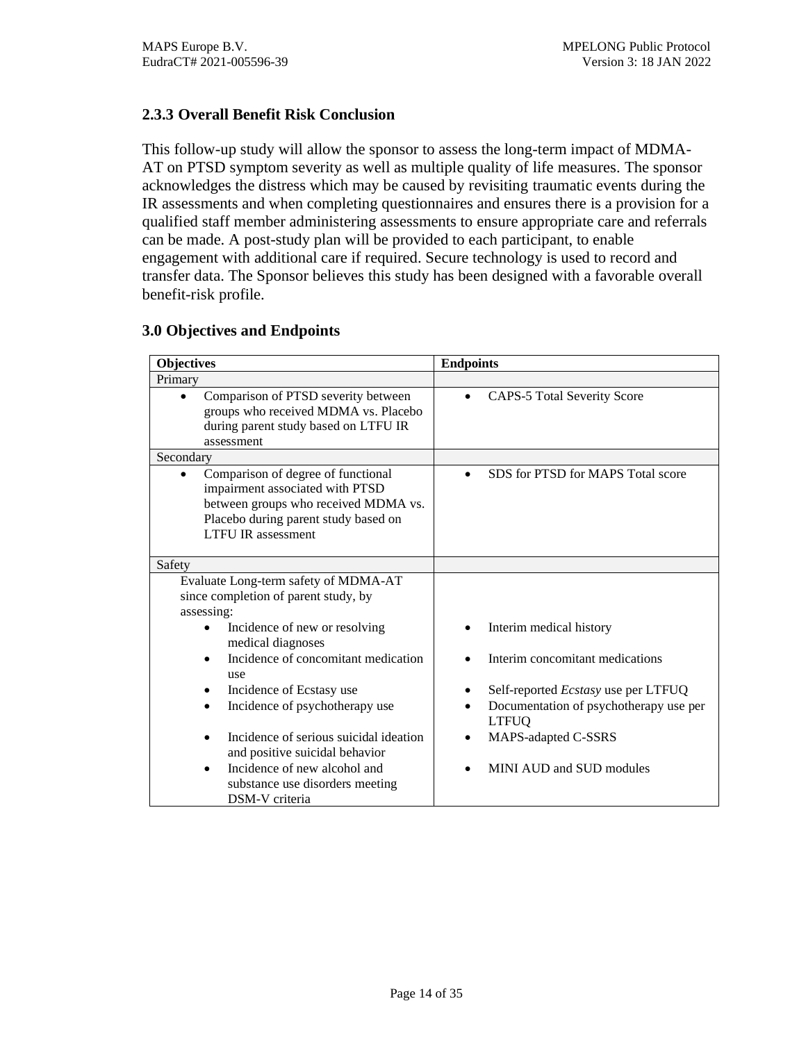### 2.3.3 Overall Benefit Risk Conclusion

This follow-up study will allow the sponsor to assess the long-term impact of MDMA-AT on PTSD symptom severity as well as multiple quality of life measures. The sponsor acknowledges the distress which may be caused by revisiting traumatic events during the IR assessments and when completing questionnaires and ensures there is a provision for a qualified staff member administering assessments to ensure appropriate care and referrals can be made. A post-study plan will be provided to each participant, to enable engagement with additional care if required. Secure technology is used to record and transfer data. The Sponsor believes this study has been designed with a favorable overall benefit-risk profile.

### 3.0 Objectives and Endpoints

| **Objectives** | **Endpoints** |
|---|---|
| Primary | |
| • Comparison of PTSD severity between groups who received MDMA vs. Placebo during parent study based on LTFU IR assessment | • CAPS-5 Total Severity Score |
| Secondary | |
| • Comparison of degree of functional impairment associated with PTSD between groups who received MDMA vs. Placebo during parent study based on LTFU IR assessment | • SDS for PTSD for MAPS Total score |
| Safety | |
| Evaluate Long-term safety of MDMA-AT since completion of parent study, by assessing: | |
| • Incidence of new or resolving medical diagnoses | • Interim medical history |
| • Incidence of concomitant medication use | • Interim concomitant medications |
| • Incidence of Ecstasy use | • Self-reported *Ecstasy* use per LTFUQ |
| • Incidence of psychotherapy use | • Documentation of psychotherapy use per LTFUQ |
| • Incidence of serious suicidal ideation and positive suicidal behavior | • MAPS-adapted C-SSRS |
| • Incidence of new alcohol and substance use disorders meeting DSM-V criteria | • MINI AUD and SUD modules |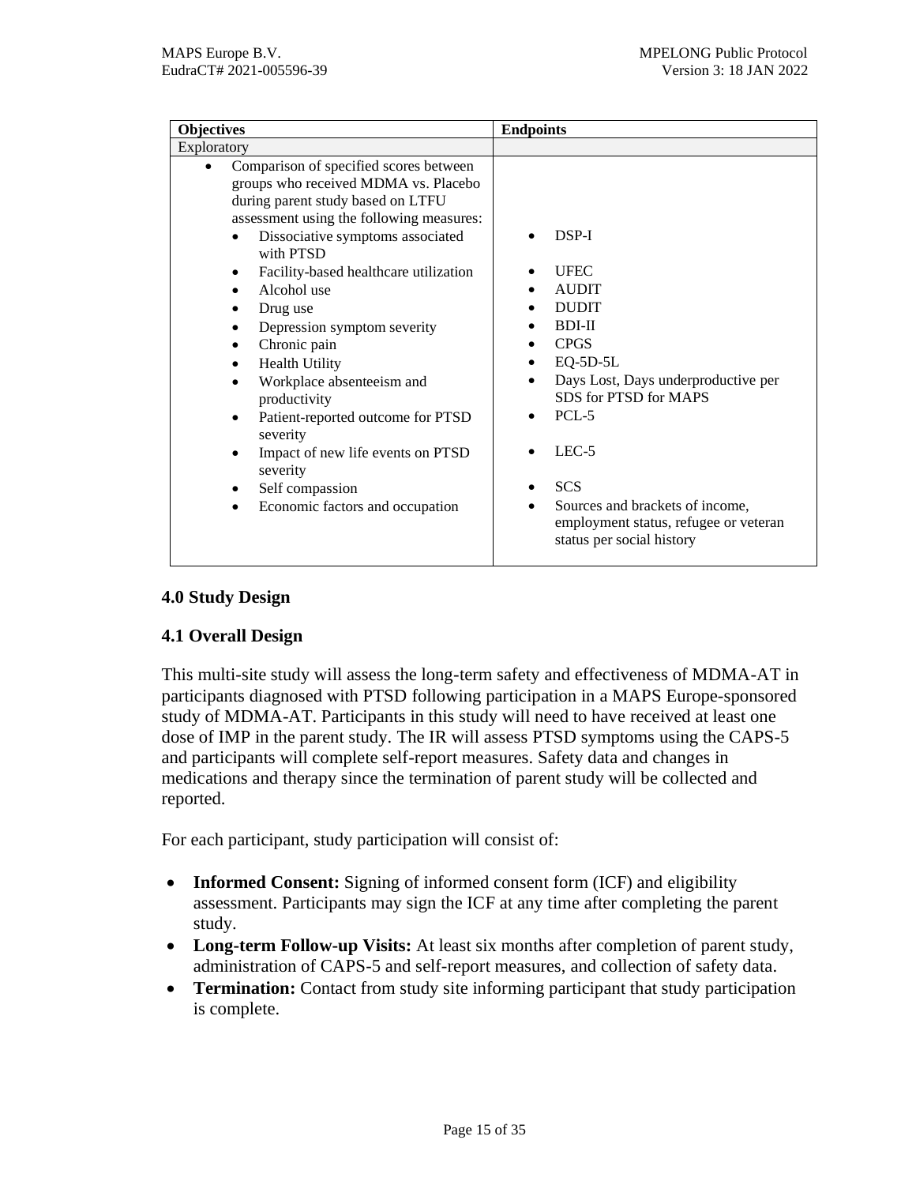| Objectives | Endpoints |
| --- | --- |
| Exploratory | |
| • Comparison of specified scores between groups who received MDMA vs. Placebo during parent study based on LTFU assessment using the following measures:<br>• Dissociative symptoms associated with PTSD<br>• Facility-based healthcare utilization<br>• Alcohol use<br>• Drug use<br>• Depression symptom severity<br>• Chronic pain<br>• Health Utility<br>• Workplace absenteeism and productivity<br>• Patient-reported outcome for PTSD severity<br>• Impact of new life events on PTSD severity<br>• Self compassion<br>• Economic factors and occupation | • DSP-I<br>• UFEC<br>• AUDIT<br>• DUDIT<br>• BDI-II<br>• CPGS<br>• EQ-5D-5L<br>• Days Lost, Days underproductive per SDS for PTSD for MAPS<br>• PCL-5<br>• LEC-5<br>• SCS<br>• Sources and brackets of income, employment status, refugee or veteran status per social history |

## 4.0 Study Design

### 4.1 Overall Design

This multi-site study will assess the long-term safety and effectiveness of MDMA-AT in participants diagnosed with PTSD following participation in a MAPS Europe-sponsored study of MDMA-AT. Participants in this study will need to have received at least one dose of IMP in the parent study. The IR will assess PTSD symptoms using the CAPS-5 and participants will complete self-report measures. Safety data and changes in medications and therapy since the termination of parent study will be collected and reported.

For each participant, study participation will consist of:

- **Informed Consent:** Signing of informed consent form (ICF) and eligibility assessment. Participants may sign the ICF at any time after completing the parent study.
- **Long-term Follow-up Visits:** At least six months after completion of parent study, administration of CAPS-5 and self-report measures, and collection of safety data.
- **Termination:** Contact from study site informing participant that study participation is complete.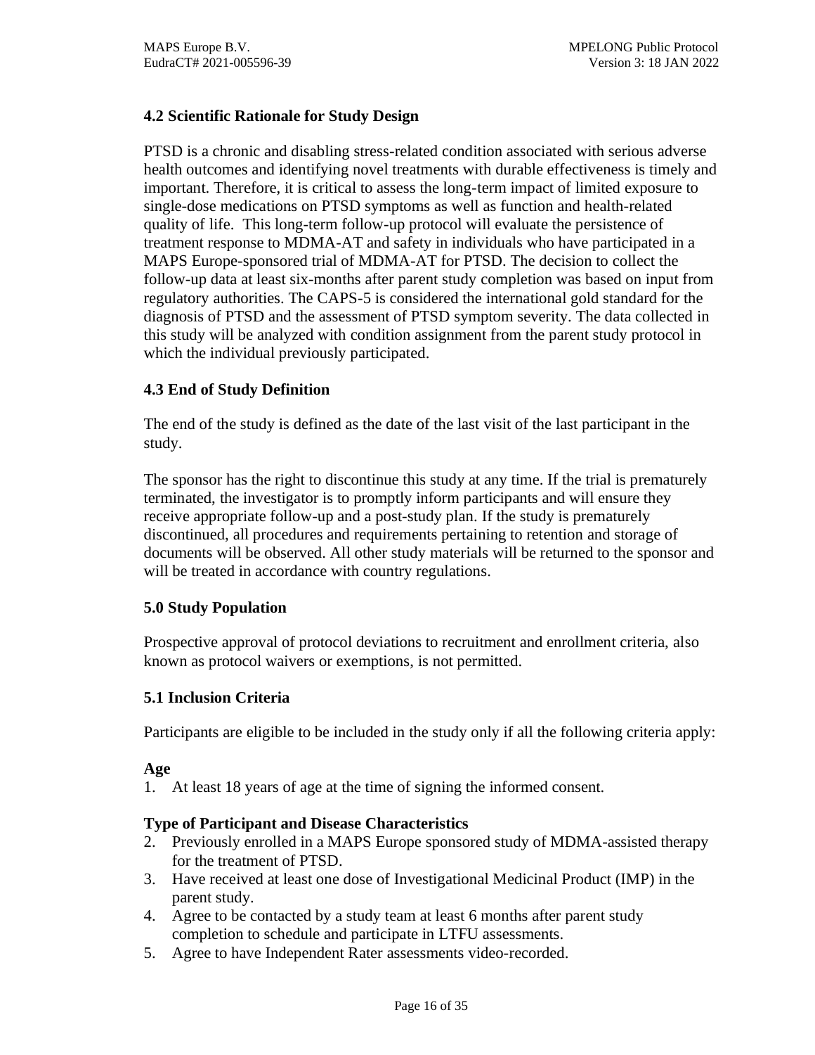### 4.2 Scientific Rationale for Study Design

PTSD is a chronic and disabling stress-related condition associated with serious adverse health outcomes and identifying novel treatments with durable effectiveness is timely and important. Therefore, it is critical to assess the long-term impact of limited exposure to single-dose medications on PTSD symptoms as well as function and health-related quality of life. This long-term follow-up protocol will evaluate the persistence of treatment response to MDMA-AT and safety in individuals who have participated in a MAPS Europe-sponsored trial of MDMA-AT for PTSD. The decision to collect the follow-up data at least six-months after parent study completion was based on input from regulatory authorities. The CAPS-5 is considered the international gold standard for the diagnosis of PTSD and the assessment of PTSD symptom severity. The data collected in this study will be analyzed with condition assignment from the parent study protocol in which the individual previously participated.

### 4.3 End of Study Definition

The end of the study is defined as the date of the last visit of the last participant in the study.

The sponsor has the right to discontinue this study at any time. If the trial is prematurely terminated, the investigator is to promptly inform participants and will ensure they receive appropriate follow-up and a post-study plan. If the study is prematurely discontinued, all procedures and requirements pertaining to retention and storage of documents will be observed. All other study materials will be returned to the sponsor and will be treated in accordance with country regulations.

## 5.0 Study Population

Prospective approval of protocol deviations to recruitment and enrollment criteria, also known as protocol waivers or exemptions, is not permitted.

### 5.1 Inclusion Criteria

Participants are eligible to be included in the study only if all the following criteria apply:

**Age**

1. At least 18 years of age at the time of signing the informed consent.

**Type of Participant and Disease Characteristics**

2. Previously enrolled in a MAPS Europe sponsored study of MDMA-assisted therapy for the treatment of PTSD.
3. Have received at least one dose of Investigational Medicinal Product (IMP) in the parent study.
4. Agree to be contacted by a study team at least 6 months after parent study completion to schedule and participate in LTFU assessments.
5. Agree to have Independent Rater assessments video-recorded.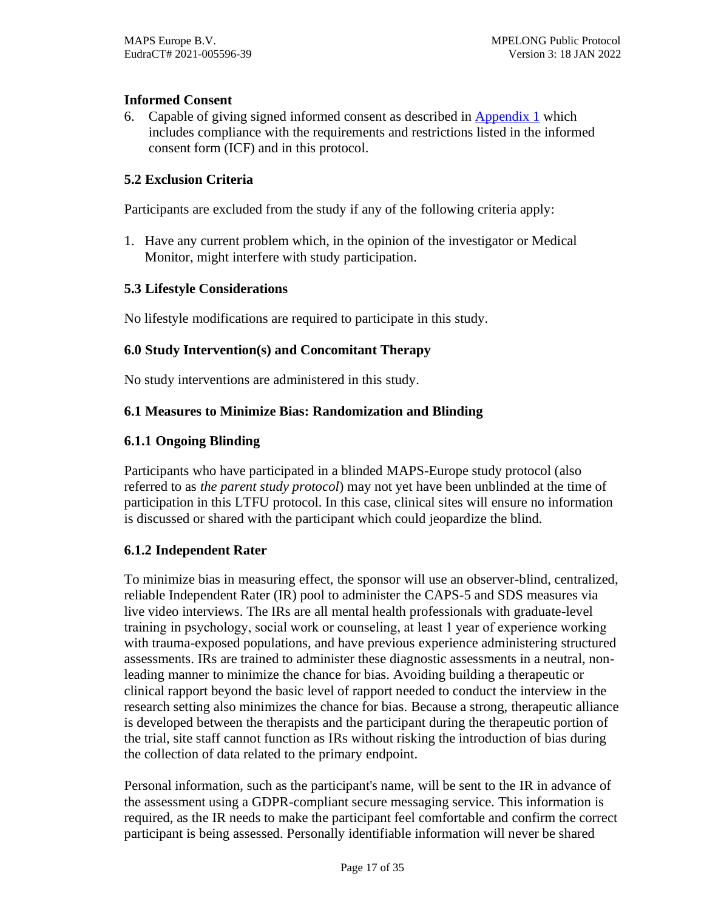**Informed Consent**

6. Capable of giving signed informed consent as described in [Appendix 1](#) which includes compliance with the requirements and restrictions listed in the informed consent form (ICF) and in this protocol.

## 5.2 Exclusion Criteria

Participants are excluded from the study if any of the following criteria apply:

1. Have any current problem which, in the opinion of the investigator or Medical Monitor, might interfere with study participation.

## 5.3 Lifestyle Considerations

No lifestyle modifications are required to participate in this study.

# 6.0 Study Intervention(s) and Concomitant Therapy

No study interventions are administered in this study.

## 6.1 Measures to Minimize Bias: Randomization and Blinding

### 6.1.1 Ongoing Blinding

Participants who have participated in a blinded MAPS-Europe study protocol (also referred to as *the parent study protocol*) may not yet have been unblinded at the time of participation in this LTFU protocol. In this case, clinical sites will ensure no information is discussed or shared with the participant which could jeopardize the blind.

### 6.1.2 Independent Rater

To minimize bias in measuring effect, the sponsor will use an observer-blind, centralized, reliable Independent Rater (IR) pool to administer the CAPS-5 and SDS measures via live video interviews. The IRs are all mental health professionals with graduate-level training in psychology, social work or counseling, at least 1 year of experience working with trauma-exposed populations, and have previous experience administering structured assessments. IRs are trained to administer these diagnostic assessments in a neutral, non-leading manner to minimize the chance for bias. Avoiding building a therapeutic or clinical rapport beyond the basic level of rapport needed to conduct the interview in the research setting also minimizes the chance for bias. Because a strong, therapeutic alliance is developed between the therapists and the participant during the therapeutic portion of the trial, site staff cannot function as IRs without risking the introduction of bias during the collection of data related to the primary endpoint.

Personal information, such as the participant's name, will be sent to the IR in advance of the assessment using a GDPR-compliant secure messaging service. This information is required, as the IR needs to make the participant feel comfortable and confirm the correct participant is being assessed. Personally identifiable information will never be shared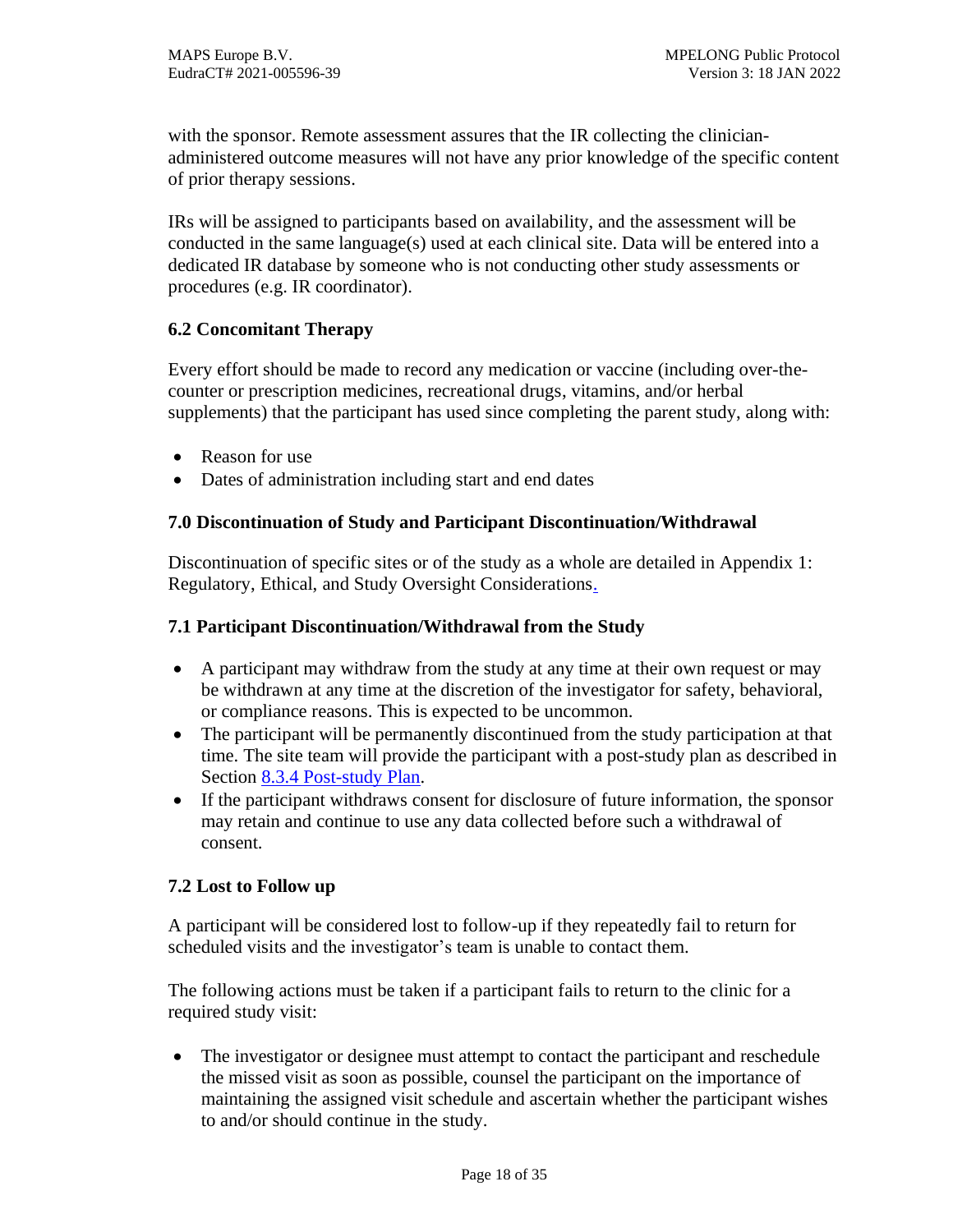with the sponsor. Remote assessment assures that the IR collecting the clinician-administered outcome measures will not have any prior knowledge of the specific content of prior therapy sessions.

IRs will be assigned to participants based on availability, and the assessment will be conducted in the same language(s) used at each clinical site. Data will be entered into a dedicated IR database by someone who is not conducting other study assessments or procedures (e.g. IR coordinator).

### 6.2 Concomitant Therapy

Every effort should be made to record any medication or vaccine (including over-the-counter or prescription medicines, recreational drugs, vitamins, and/or herbal supplements) that the participant has used since completing the parent study, along with:

- Reason for use
- Dates of administration including start and end dates

## 7.0 Discontinuation of Study and Participant Discontinuation/Withdrawal

Discontinuation of specific sites or of the study as a whole are detailed in Appendix 1: Regulatory, Ethical, and Study Oversight Considerations.

### 7.1 Participant Discontinuation/Withdrawal from the Study

- A participant may withdraw from the study at any time at their own request or may be withdrawn at any time at the discretion of the investigator for safety, behavioral, or compliance reasons. This is expected to be uncommon.
- The participant will be permanently discontinued from the study participation at that time. The site team will provide the participant with a post-study plan as described in Section 8.3.4 Post-study Plan.
- If the participant withdraws consent for disclosure of future information, the sponsor may retain and continue to use any data collected before such a withdrawal of consent.

### 7.2 Lost to Follow up

A participant will be considered lost to follow-up if they repeatedly fail to return for scheduled visits and the investigator's team is unable to contact them.

The following actions must be taken if a participant fails to return to the clinic for a required study visit:

- The investigator or designee must attempt to contact the participant and reschedule the missed visit as soon as possible, counsel the participant on the importance of maintaining the assigned visit schedule and ascertain whether the participant wishes to and/or should continue in the study.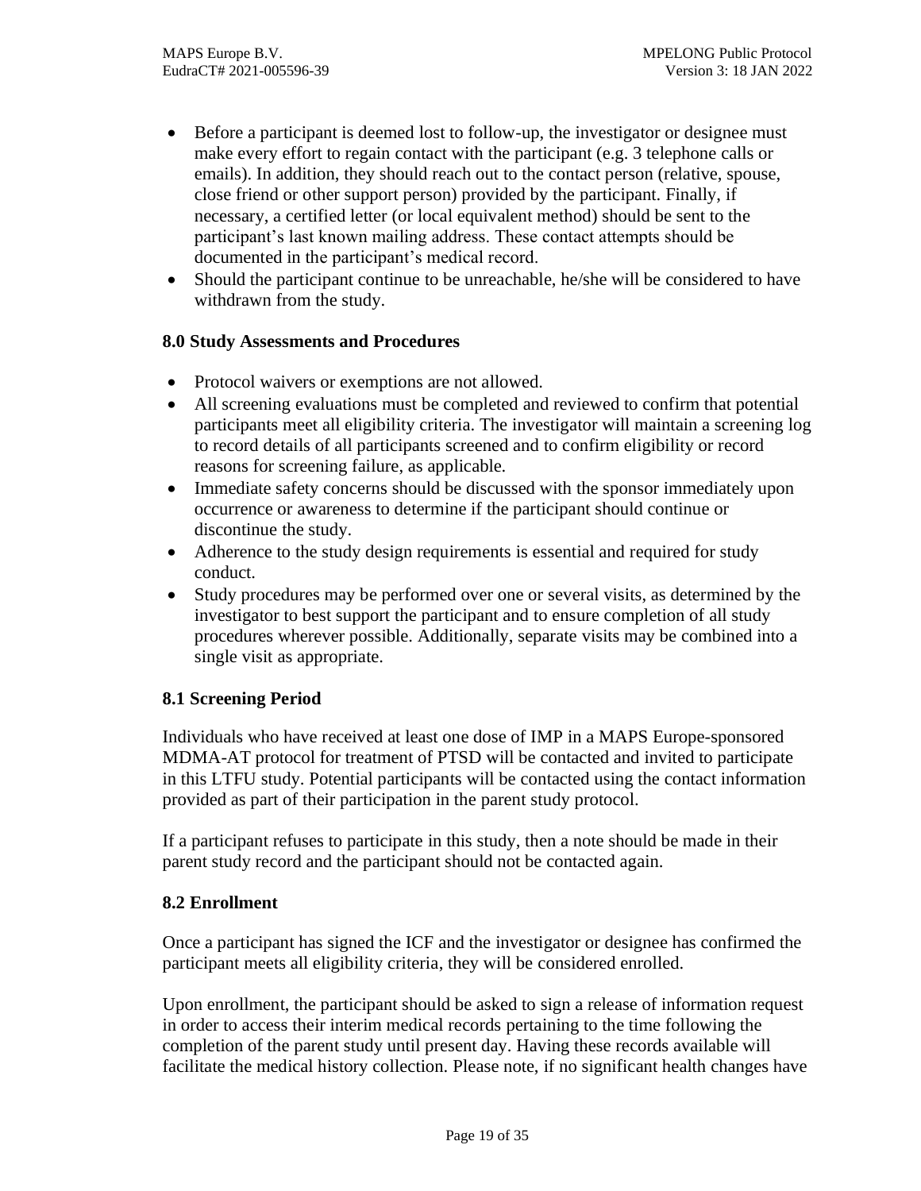- Before a participant is deemed lost to follow-up, the investigator or designee must make every effort to regain contact with the participant (e.g. 3 telephone calls or emails). In addition, they should reach out to the contact person (relative, spouse, close friend or other support person) provided by the participant. Finally, if necessary, a certified letter (or local equivalent method) should be sent to the participant's last known mailing address. These contact attempts should be documented in the participant's medical record.
- Should the participant continue to be unreachable, he/she will be considered to have withdrawn from the study.

## 8.0 Study Assessments and Procedures

- Protocol waivers or exemptions are not allowed.
- All screening evaluations must be completed and reviewed to confirm that potential participants meet all eligibility criteria. The investigator will maintain a screening log to record details of all participants screened and to confirm eligibility or record reasons for screening failure, as applicable.
- Immediate safety concerns should be discussed with the sponsor immediately upon occurrence or awareness to determine if the participant should continue or discontinue the study.
- Adherence to the study design requirements is essential and required for study conduct.
- Study procedures may be performed over one or several visits, as determined by the investigator to best support the participant and to ensure completion of all study procedures wherever possible. Additionally, separate visits may be combined into a single visit as appropriate.

### 8.1 Screening Period

Individuals who have received at least one dose of IMP in a MAPS Europe-sponsored MDMA-AT protocol for treatment of PTSD will be contacted and invited to participate in this LTFU study. Potential participants will be contacted using the contact information provided as part of their participation in the parent study protocol.

If a participant refuses to participate in this study, then a note should be made in their parent study record and the participant should not be contacted again.

### 8.2 Enrollment

Once a participant has signed the ICF and the investigator or designee has confirmed the participant meets all eligibility criteria, they will be considered enrolled.

Upon enrollment, the participant should be asked to sign a release of information request in order to access their interim medical records pertaining to the time following the completion of the parent study until present day. Having these records available will facilitate the medical history collection. Please note, if no significant health changes have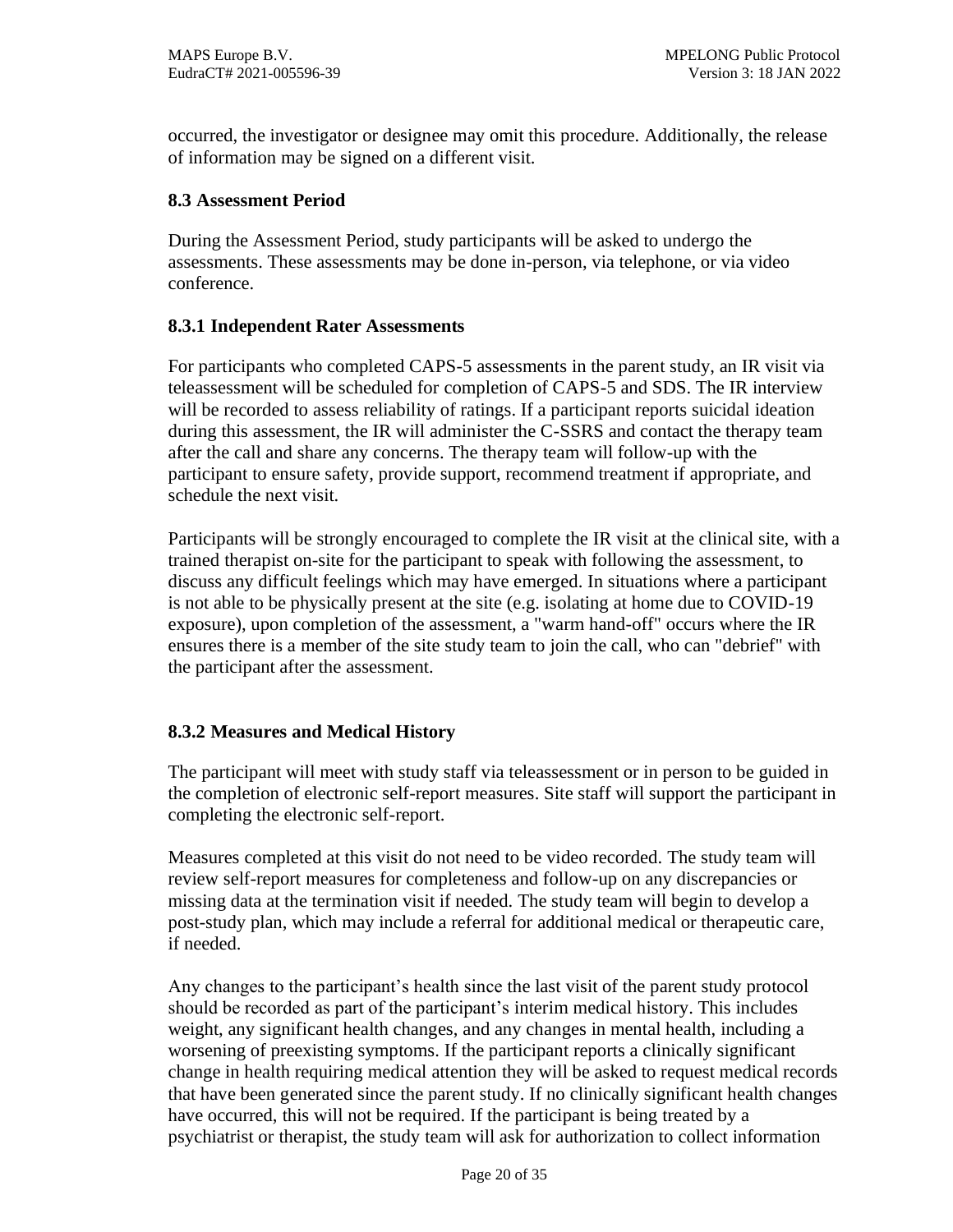occurred, the investigator or designee may omit this procedure. Additionally, the release of information may be signed on a different visit.

### 8.3 Assessment Period

During the Assessment Period, study participants will be asked to undergo the assessments. These assessments may be done in-person, via telephone, or via video conference.

#### 8.3.1 Independent Rater Assessments

For participants who completed CAPS-5 assessments in the parent study, an IR visit via teleassessment will be scheduled for completion of CAPS-5 and SDS. The IR interview will be recorded to assess reliability of ratings. If a participant reports suicidal ideation during this assessment, the IR will administer the C-SSRS and contact the therapy team after the call and share any concerns. The therapy team will follow-up with the participant to ensure safety, provide support, recommend treatment if appropriate, and schedule the next visit.

Participants will be strongly encouraged to complete the IR visit at the clinical site, with a trained therapist on-site for the participant to speak with following the assessment, to discuss any difficult feelings which may have emerged. In situations where a participant is not able to be physically present at the site (e.g. isolating at home due to COVID-19 exposure), upon completion of the assessment, a "warm hand-off" occurs where the IR ensures there is a member of the site study team to join the call, who can "debrief" with the participant after the assessment.

#### 8.3.2 Measures and Medical History

The participant will meet with study staff via teleassessment or in person to be guided in the completion of electronic self-report measures. Site staff will support the participant in completing the electronic self-report.

Measures completed at this visit do not need to be video recorded. The study team will review self-report measures for completeness and follow-up on any discrepancies or missing data at the termination visit if needed. The study team will begin to develop a post-study plan, which may include a referral for additional medical or therapeutic care, if needed.

Any changes to the participant's health since the last visit of the parent study protocol should be recorded as part of the participant's interim medical history. This includes weight, any significant health changes, and any changes in mental health, including a worsening of preexisting symptoms. If the participant reports a clinically significant change in health requiring medical attention they will be asked to request medical records that have been generated since the parent study. If no clinically significant health changes have occurred, this will not be required. If the participant is being treated by a psychiatrist or therapist, the study team will ask for authorization to collect information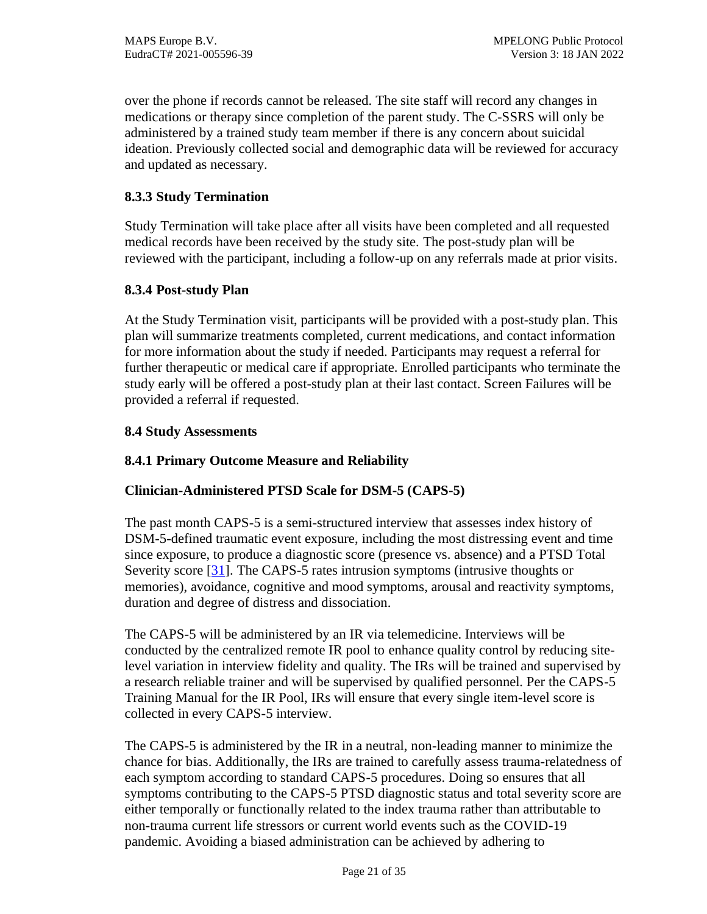over the phone if records cannot be released. The site staff will record any changes in medications or therapy since completion of the parent study. The C-SSRS will only be administered by a trained study team member if there is any concern about suicidal ideation. Previously collected social and demographic data will be reviewed for accuracy and updated as necessary.

### 8.3.3 Study Termination

Study Termination will take place after all visits have been completed and all requested medical records have been received by the study site. The post-study plan will be reviewed with the participant, including a follow-up on any referrals made at prior visits.

### 8.3.4 Post-study Plan

At the Study Termination visit, participants will be provided with a post-study plan. This plan will summarize treatments completed, current medications, and contact information for more information about the study if needed. Participants may request a referral for further therapeutic or medical care if appropriate. Enrolled participants who terminate the study early will be offered a post-study plan at their last contact. Screen Failures will be provided a referral if requested.

## 8.4 Study Assessments

### 8.4.1 Primary Outcome Measure and Reliability

#### Clinician-Administered PTSD Scale for DSM-5 (CAPS-5)

The past month CAPS-5 is a semi-structured interview that assesses index history of DSM-5-defined traumatic event exposure, including the most distressing event and time since exposure, to produce a diagnostic score (presence vs. absence) and a PTSD Total Severity score [31]. The CAPS-5 rates intrusion symptoms (intrusive thoughts or memories), avoidance, cognitive and mood symptoms, arousal and reactivity symptoms, duration and degree of distress and dissociation.

The CAPS-5 will be administered by an IR via telemedicine. Interviews will be conducted by the centralized remote IR pool to enhance quality control by reducing site-level variation in interview fidelity and quality. The IRs will be trained and supervised by a research reliable trainer and will be supervised by qualified personnel. Per the CAPS-5 Training Manual for the IR Pool, IRs will ensure that every single item-level score is collected in every CAPS-5 interview.

The CAPS-5 is administered by the IR in a neutral, non-leading manner to minimize the chance for bias. Additionally, the IRs are trained to carefully assess trauma-relatedness of each symptom according to standard CAPS-5 procedures. Doing so ensures that all symptoms contributing to the CAPS-5 PTSD diagnostic status and total severity score are either temporally or functionally related to the index trauma rather than attributable to non-trauma current life stressors or current world events such as the COVID-19 pandemic. Avoiding a biased administration can be achieved by adhering to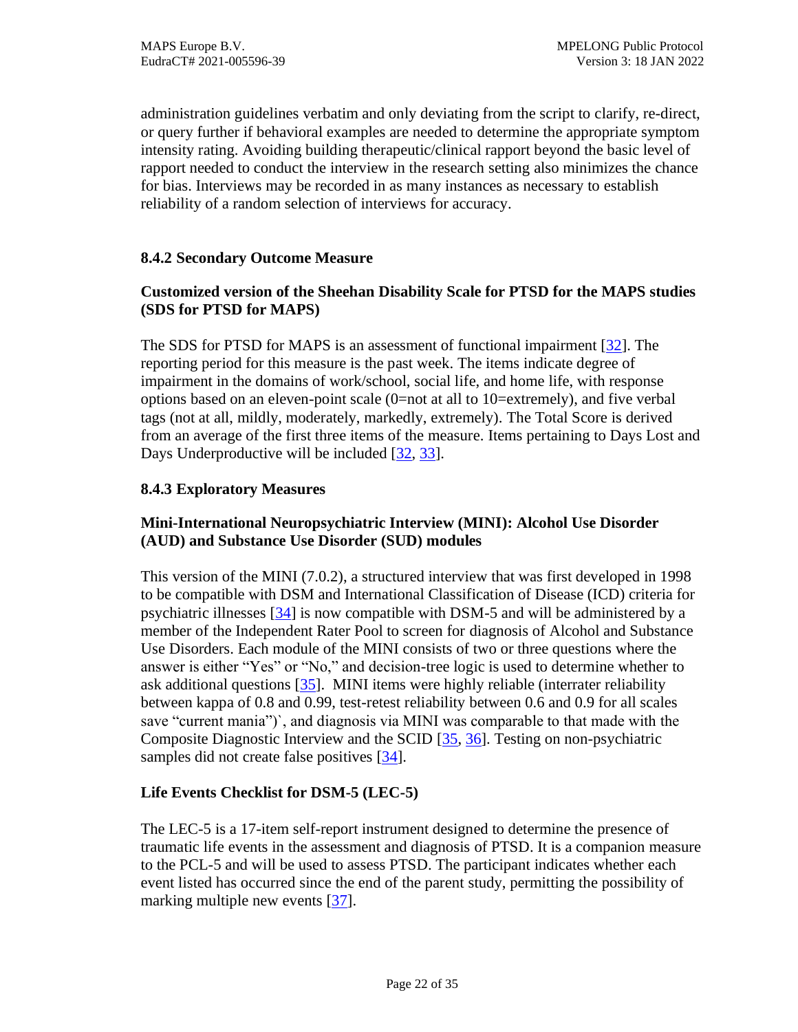administration guidelines verbatim and only deviating from the script to clarify, re-direct, or query further if behavioral examples are needed to determine the appropriate symptom intensity rating. Avoiding building therapeutic/clinical rapport beyond the basic level of rapport needed to conduct the interview in the research setting also minimizes the chance for bias. Interviews may be recorded in as many instances as necessary to establish reliability of a random selection of interviews for accuracy.

### 8.4.2 Secondary Outcome Measure

**Customized version of the Sheehan Disability Scale for PTSD for the MAPS studies (SDS for PTSD for MAPS)**

The SDS for PTSD for MAPS is an assessment of functional impairment [32]. The reporting period for this measure is the past week. The items indicate degree of impairment in the domains of work/school, social life, and home life, with response options based on an eleven-point scale (0=not at all to 10=extremely), and five verbal tags (not at all, mildly, moderately, markedly, extremely). The Total Score is derived from an average of the first three items of the measure. Items pertaining to Days Lost and Days Underproductive will be included [32, 33].

### 8.4.3 Exploratory Measures

**Mini-International Neuropsychiatric Interview (MINI): Alcohol Use Disorder (AUD) and Substance Use Disorder (SUD) modules**

This version of the MINI (7.0.2), a structured interview that was first developed in 1998 to be compatible with DSM and International Classification of Disease (ICD) criteria for psychiatric illnesses [34] is now compatible with DSM-5 and will be administered by a member of the Independent Rater Pool to screen for diagnosis of Alcohol and Substance Use Disorders. Each module of the MINI consists of two or three questions where the answer is either "Yes" or "No," and decision-tree logic is used to determine whether to ask additional questions [35]. MINI items were highly reliable (interrater reliability between kappa of 0.8 and 0.99, test-retest reliability between 0.6 and 0.9 for all scales save "current mania")`, and diagnosis via MINI was comparable to that made with the Composite Diagnostic Interview and the SCID [35, 36]. Testing on non-psychiatric samples did not create false positives [34].

**Life Events Checklist for DSM-5 (LEC-5)**

The LEC-5 is a 17-item self-report instrument designed to determine the presence of traumatic life events in the assessment and diagnosis of PTSD. It is a companion measure to the PCL-5 and will be used to assess PTSD. The participant indicates whether each event listed has occurred since the end of the parent study, permitting the possibility of marking multiple new events [37].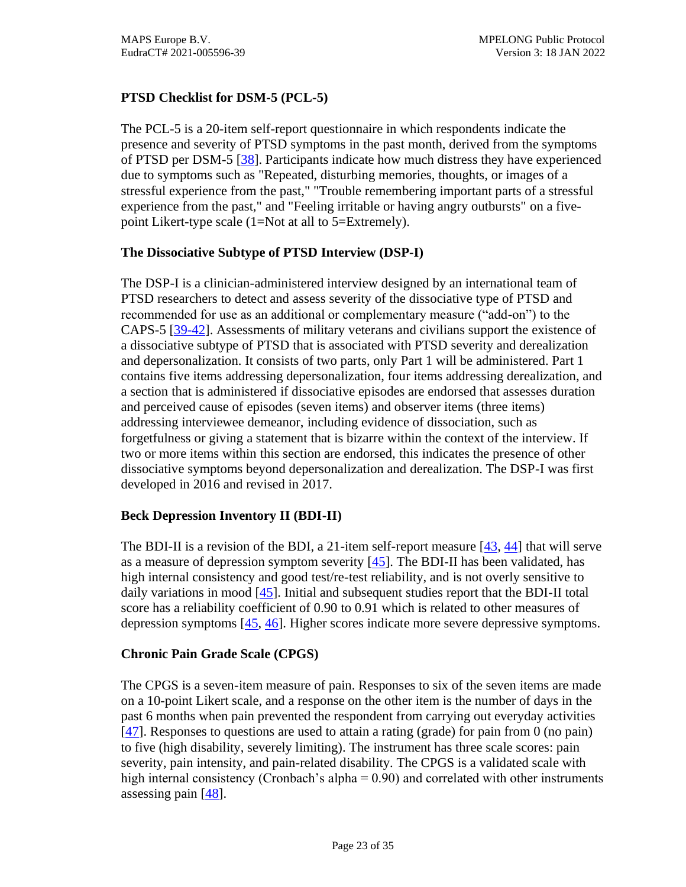### PTSD Checklist for DSM-5 (PCL-5)

The PCL-5 is a 20-item self-report questionnaire in which respondents indicate the presence and severity of PTSD symptoms in the past month, derived from the symptoms of PTSD per DSM-5 [38]. Participants indicate how much distress they have experienced due to symptoms such as "Repeated, disturbing memories, thoughts, or images of a stressful experience from the past," "Trouble remembering important parts of a stressful experience from the past," and "Feeling irritable or having angry outbursts" on a five-point Likert-type scale (1=Not at all to 5=Extremely).

### The Dissociative Subtype of PTSD Interview (DSP-I)

The DSP-I is a clinician-administered interview designed by an international team of PTSD researchers to detect and assess severity of the dissociative type of PTSD and recommended for use as an additional or complementary measure ("add-on") to the CAPS-5 [39-42]. Assessments of military veterans and civilians support the existence of a dissociative subtype of PTSD that is associated with PTSD severity and derealization and depersonalization. It consists of two parts, only Part 1 will be administered. Part 1 contains five items addressing depersonalization, four items addressing derealization, and a section that is administered if dissociative episodes are endorsed that assesses duration and perceived cause of episodes (seven items) and observer items (three items) addressing interviewee demeanor, including evidence of dissociation, such as forgetfulness or giving a statement that is bizarre within the context of the interview. If two or more items within this section are endorsed, this indicates the presence of other dissociative symptoms beyond depersonalization and derealization. The DSP-I was first developed in 2016 and revised in 2017.

### Beck Depression Inventory II (BDI-II)

The BDI-II is a revision of the BDI, a 21-item self-report measure [43, 44] that will serve as a measure of depression symptom severity [45]. The BDI-II has been validated, has high internal consistency and good test/re-test reliability, and is not overly sensitive to daily variations in mood [45]. Initial and subsequent studies report that the BDI-II total score has a reliability coefficient of 0.90 to 0.91 which is related to other measures of depression symptoms [45, 46]. Higher scores indicate more severe depressive symptoms.

### Chronic Pain Grade Scale (CPGS)

The CPGS is a seven-item measure of pain. Responses to six of the seven items are made on a 10-point Likert scale, and a response on the other item is the number of days in the past 6 months when pain prevented the respondent from carrying out everyday activities [47]. Responses to questions are used to attain a rating (grade) for pain from 0 (no pain) to five (high disability, severely limiting). The instrument has three scale scores: pain severity, pain intensity, and pain-related disability. The CPGS is a validated scale with high internal consistency (Cronbach's alpha = 0.90) and correlated with other instruments assessing pain [48].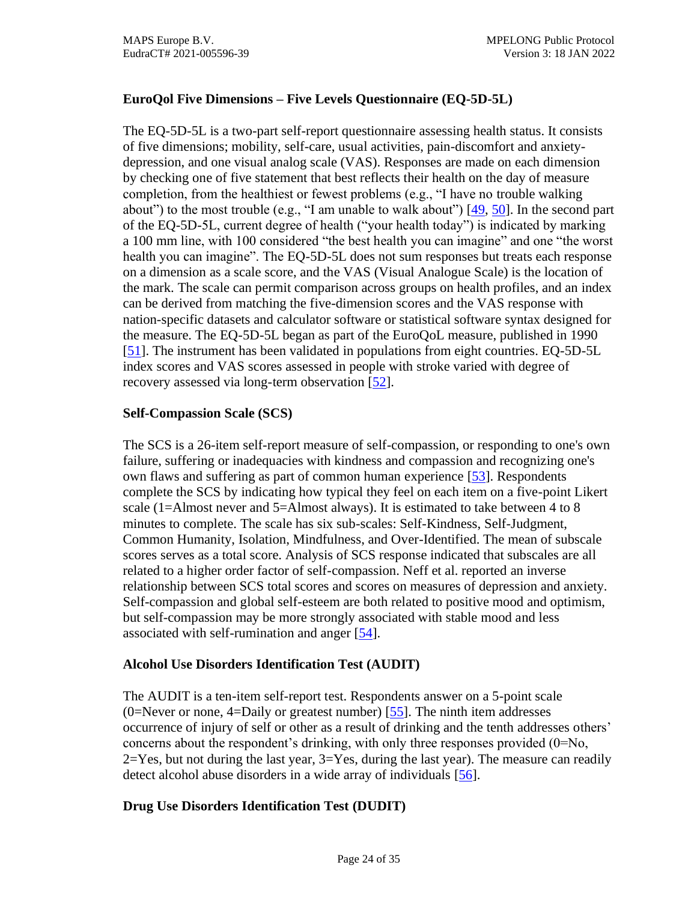### EuroQol Five Dimensions – Five Levels Questionnaire (EQ-5D-5L)

The EQ-5D-5L is a two-part self-report questionnaire assessing health status. It consists of five dimensions; mobility, self-care, usual activities, pain-discomfort and anxiety-depression, and one visual analog scale (VAS). Responses are made on each dimension by checking one of five statement that best reflects their health on the day of measure completion, from the healthiest or fewest problems (e.g., "I have no trouble walking about") to the most trouble (e.g., "I am unable to walk about") [49, 50]. In the second part of the EQ-5D-5L, current degree of health ("your health today") is indicated by marking a 100 mm line, with 100 considered "the best health you can imagine" and one "the worst health you can imagine". The EQ-5D-5L does not sum responses but treats each response on a dimension as a scale score, and the VAS (Visual Analogue Scale) is the location of the mark. The scale can permit comparison across groups on health profiles, and an index can be derived from matching the five-dimension scores and the VAS response with nation-specific datasets and calculator software or statistical software syntax designed for the measure. The EQ-5D-5L began as part of the EuroQoL measure, published in 1990 [51]. The instrument has been validated in populations from eight countries. EQ-5D-5L index scores and VAS scores assessed in people with stroke varied with degree of recovery assessed via long-term observation [52].

### Self-Compassion Scale (SCS)

The SCS is a 26-item self-report measure of self-compassion, or responding to one's own failure, suffering or inadequacies with kindness and compassion and recognizing one's own flaws and suffering as part of common human experience [53]. Respondents complete the SCS by indicating how typical they feel on each item on a five-point Likert scale (1=Almost never and 5=Almost always). It is estimated to take between 4 to 8 minutes to complete. The scale has six sub-scales: Self-Kindness, Self-Judgment, Common Humanity, Isolation, Mindfulness, and Over-Identified. The mean of subscale scores serves as a total score. Analysis of SCS response indicated that subscales are all related to a higher order factor of self-compassion. Neff et al. reported an inverse relationship between SCS total scores and scores on measures of depression and anxiety. Self-compassion and global self-esteem are both related to positive mood and optimism, but self-compassion may be more strongly associated with stable mood and less associated with self-rumination and anger [54].

### Alcohol Use Disorders Identification Test (AUDIT)

The AUDIT is a ten-item self-report test. Respondents answer on a 5-point scale (0=Never or none, 4=Daily or greatest number) [55]. The ninth item addresses occurrence of injury of self or other as a result of drinking and the tenth addresses others' concerns about the respondent's drinking, with only three responses provided (0=No, 2=Yes, but not during the last year, 3=Yes, during the last year). The measure can readily detect alcohol abuse disorders in a wide array of individuals [56].

### Drug Use Disorders Identification Test (DUDIT)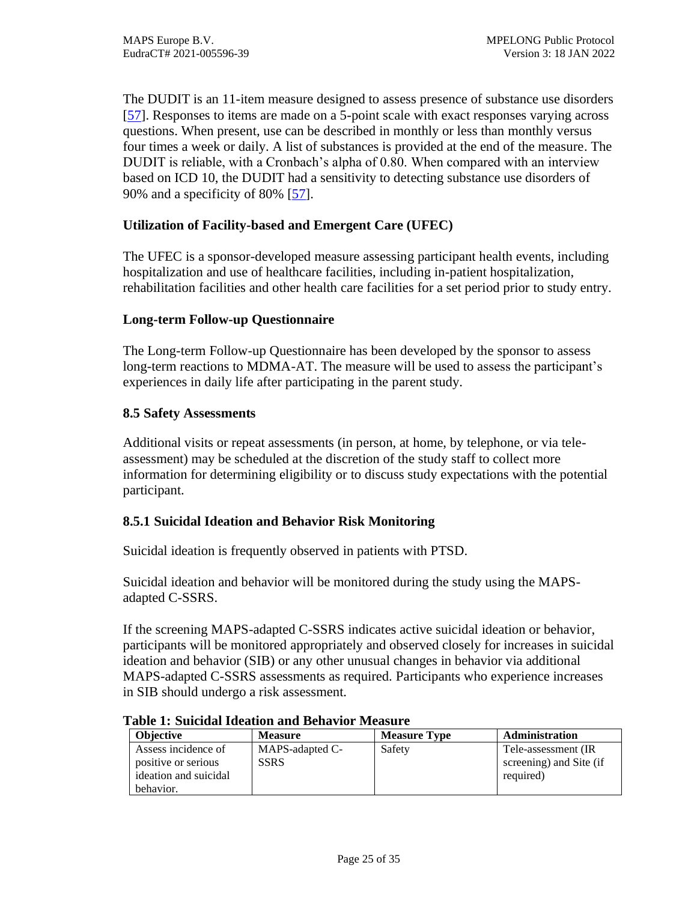The DUDIT is an 11-item measure designed to assess presence of substance use disorders [57]. Responses to items are made on a 5-point scale with exact responses varying across questions. When present, use can be described in monthly or less than monthly versus four times a week or daily. A list of substances is provided at the end of the measure. The DUDIT is reliable, with a Cronbach's alpha of 0.80. When compared with an interview based on ICD 10, the DUDIT had a sensitivity to detecting substance use disorders of 90% and a specificity of 80% [57].

### Utilization of Facility-based and Emergent Care (UFEC)

The UFEC is a sponsor-developed measure assessing participant health events, including hospitalization and use of healthcare facilities, including in-patient hospitalization, rehabilitation facilities and other health care facilities for a set period prior to study entry.

### Long-term Follow-up Questionnaire

The Long-term Follow-up Questionnaire has been developed by the sponsor to assess long-term reactions to MDMA-AT. The measure will be used to assess the participant's experiences in daily life after participating in the parent study.

## 8.5 Safety Assessments

Additional visits or repeat assessments (in person, at home, by telephone, or via tele-assessment) may be scheduled at the discretion of the study staff to collect more information for determining eligibility or to discuss study expectations with the potential participant.

### 8.5.1 Suicidal Ideation and Behavior Risk Monitoring

Suicidal ideation is frequently observed in patients with PTSD.

Suicidal ideation and behavior will be monitored during the study using the MAPS-adapted C-SSRS.

If the screening MAPS-adapted C-SSRS indicates active suicidal ideation or behavior, participants will be monitored appropriately and observed closely for increases in suicidal ideation and behavior (SIB) or any other unusual changes in behavior via additional MAPS-adapted C-SSRS assessments as required. Participants who experience increases in SIB should undergo a risk assessment.

**Table 1: Suicidal Ideation and Behavior Measure**

| Objective | Measure | Measure Type | Administration |
|---|---|---|---|
| Assess incidence of positive or serious ideation and suicidal behavior. | MAPS-adapted C-SSRS | Safety | Tele-assessment (IR screening) and Site (if required) |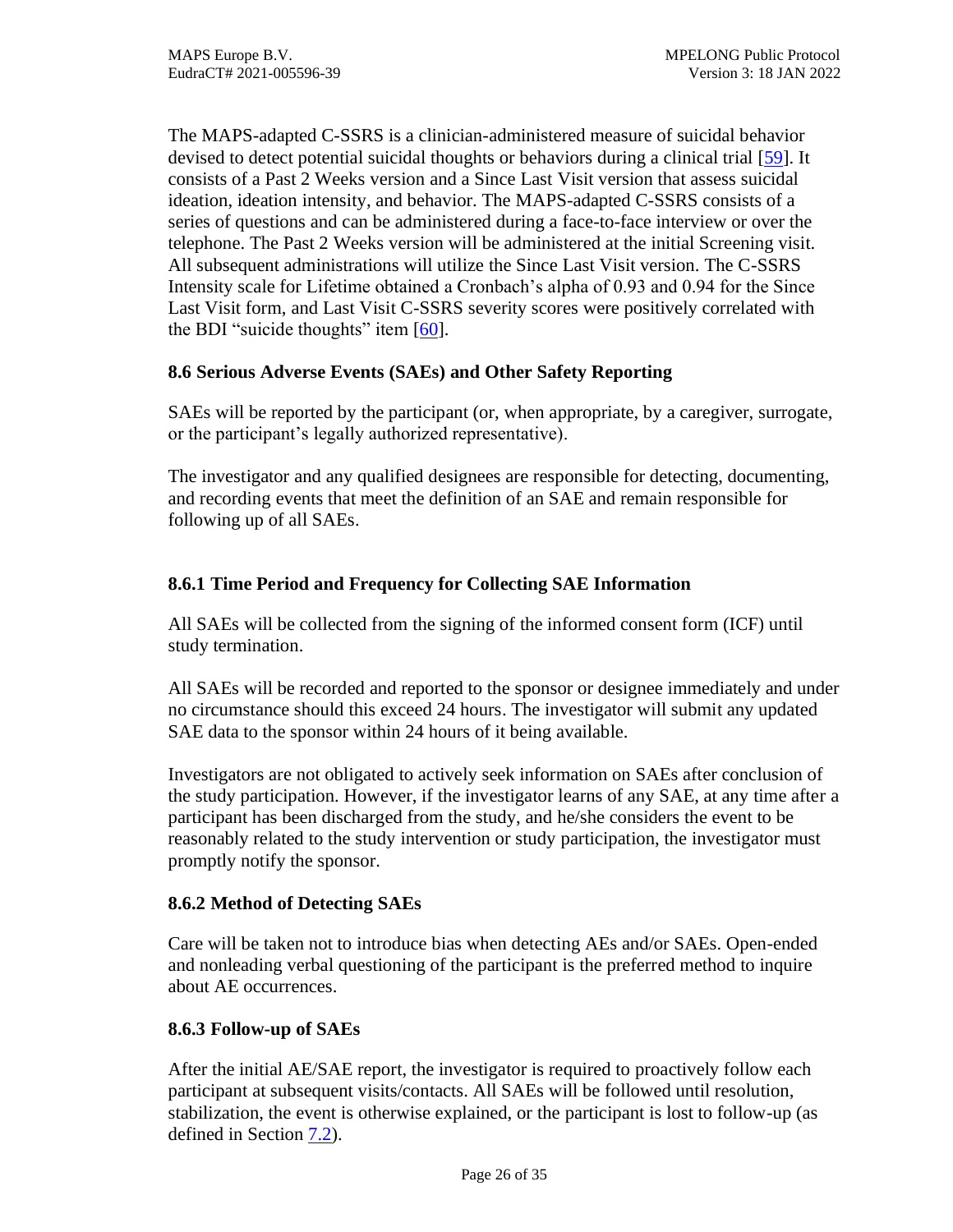The MAPS-adapted C-SSRS is a clinician-administered measure of suicidal behavior devised to detect potential suicidal thoughts or behaviors during a clinical trial [59]. It consists of a Past 2 Weeks version and a Since Last Visit version that assess suicidal ideation, ideation intensity, and behavior. The MAPS-adapted C-SSRS consists of a series of questions and can be administered during a face-to-face interview or over the telephone. The Past 2 Weeks version will be administered at the initial Screening visit. All subsequent administrations will utilize the Since Last Visit version. The C-SSRS Intensity scale for Lifetime obtained a Cronbach's alpha of 0.93 and 0.94 for the Since Last Visit form, and Last Visit C-SSRS severity scores were positively correlated with the BDI "suicide thoughts" item [60].

### 8.6 Serious Adverse Events (SAEs) and Other Safety Reporting

SAEs will be reported by the participant (or, when appropriate, by a caregiver, surrogate, or the participant's legally authorized representative).

The investigator and any qualified designees are responsible for detecting, documenting, and recording events that meet the definition of an SAE and remain responsible for following up of all SAEs.

#### 8.6.1 Time Period and Frequency for Collecting SAE Information

All SAEs will be collected from the signing of the informed consent form (ICF) until study termination.

All SAEs will be recorded and reported to the sponsor or designee immediately and under no circumstance should this exceed 24 hours. The investigator will submit any updated SAE data to the sponsor within 24 hours of it being available.

Investigators are not obligated to actively seek information on SAEs after conclusion of the study participation. However, if the investigator learns of any SAE, at any time after a participant has been discharged from the study, and he/she considers the event to be reasonably related to the study intervention or study participation, the investigator must promptly notify the sponsor.

#### 8.6.2 Method of Detecting SAEs

Care will be taken not to introduce bias when detecting AEs and/or SAEs. Open-ended and nonleading verbal questioning of the participant is the preferred method to inquire about AE occurrences.

#### 8.6.3 Follow-up of SAEs

After the initial AE/SAE report, the investigator is required to proactively follow each participant at subsequent visits/contacts. All SAEs will be followed until resolution, stabilization, the event is otherwise explained, or the participant is lost to follow-up (as defined in Section 7.2).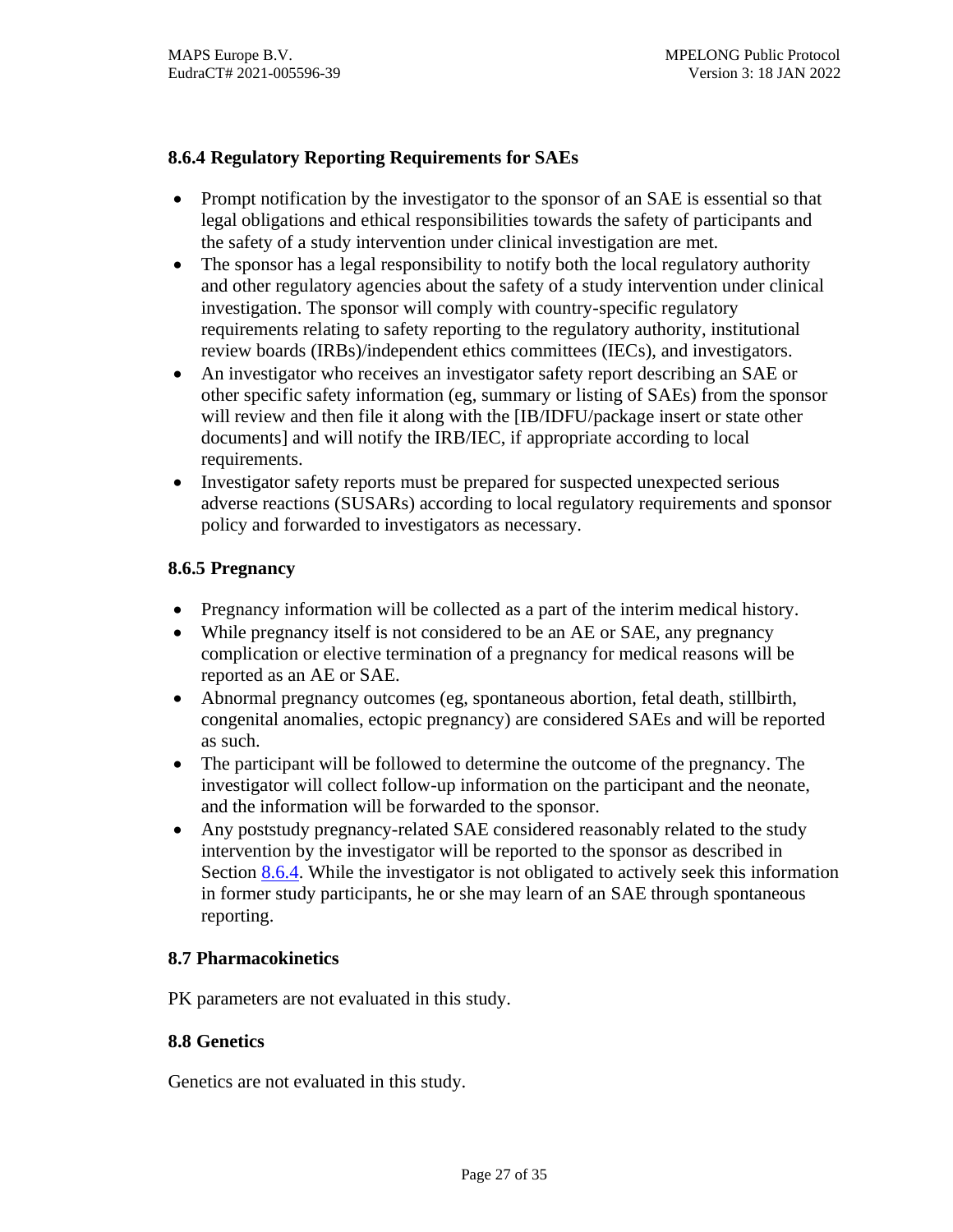### 8.6.4 Regulatory Reporting Requirements for SAEs

- Prompt notification by the investigator to the sponsor of an SAE is essential so that legal obligations and ethical responsibilities towards the safety of participants and the safety of a study intervention under clinical investigation are met.
- The sponsor has a legal responsibility to notify both the local regulatory authority and other regulatory agencies about the safety of a study intervention under clinical investigation. The sponsor will comply with country-specific regulatory requirements relating to safety reporting to the regulatory authority, institutional review boards (IRBs)/independent ethics committees (IECs), and investigators.
- An investigator who receives an investigator safety report describing an SAE or other specific safety information (eg, summary or listing of SAEs) from the sponsor will review and then file it along with the [IB/IDFU/package insert or state other documents] and will notify the IRB/IEC, if appropriate according to local requirements.
- Investigator safety reports must be prepared for suspected unexpected serious adverse reactions (SUSARs) according to local regulatory requirements and sponsor policy and forwarded to investigators as necessary.

### 8.6.5 Pregnancy

- Pregnancy information will be collected as a part of the interim medical history.
- While pregnancy itself is not considered to be an AE or SAE, any pregnancy complication or elective termination of a pregnancy for medical reasons will be reported as an AE or SAE.
- Abnormal pregnancy outcomes (eg, spontaneous abortion, fetal death, stillbirth, congenital anomalies, ectopic pregnancy) are considered SAEs and will be reported as such.
- The participant will be followed to determine the outcome of the pregnancy. The investigator will collect follow-up information on the participant and the neonate, and the information will be forwarded to the sponsor.
- Any poststudy pregnancy-related SAE considered reasonably related to the study intervention by the investigator will be reported to the sponsor as described in Section 8.6.4. While the investigator is not obligated to actively seek this information in former study participants, he or she may learn of an SAE through spontaneous reporting.

## 8.7 Pharmacokinetics

PK parameters are not evaluated in this study.

## 8.8 Genetics

Genetics are not evaluated in this study.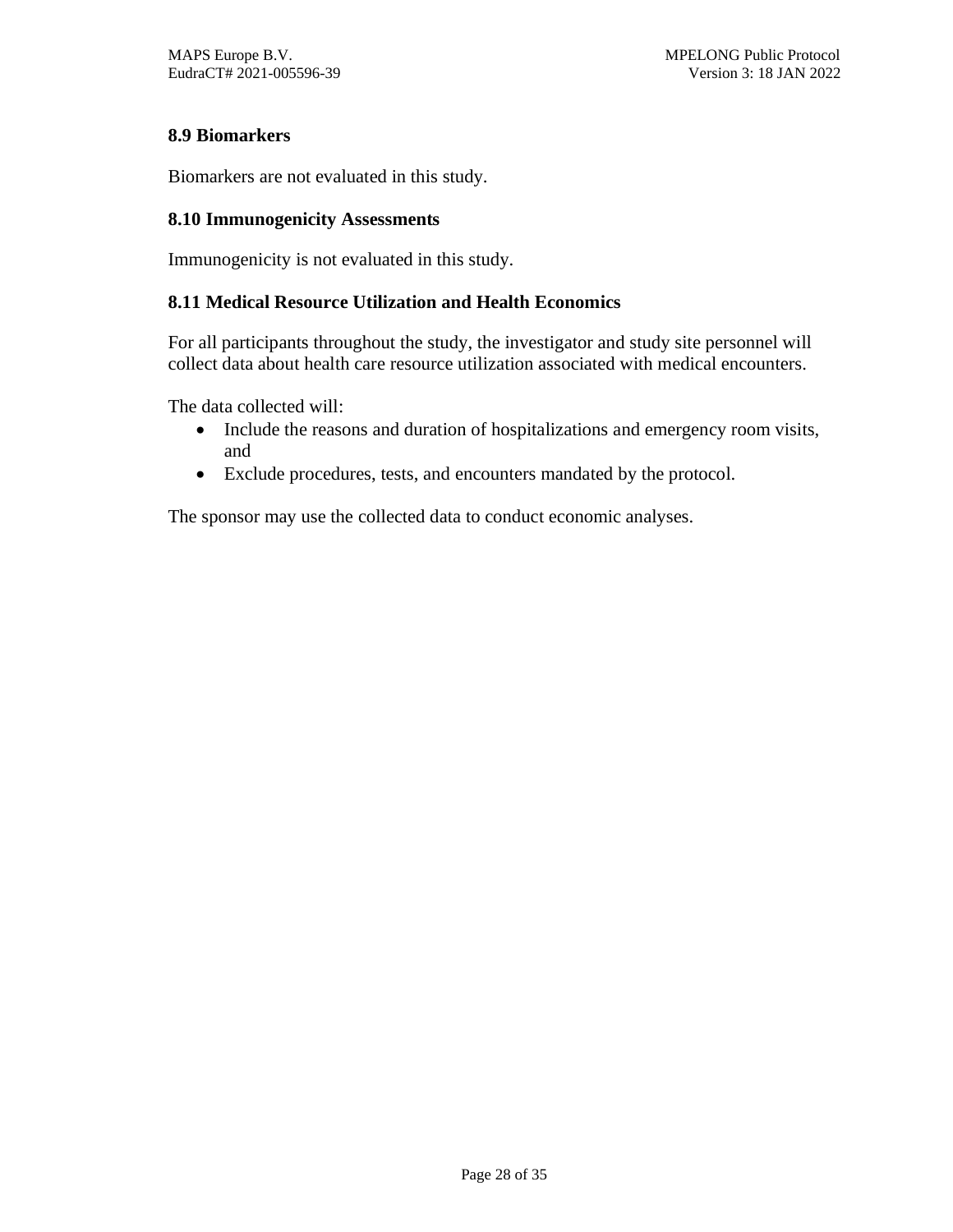### 8.9 Biomarkers

Biomarkers are not evaluated in this study.

### 8.10 Immunogenicity Assessments

Immunogenicity is not evaluated in this study.

### 8.11 Medical Resource Utilization and Health Economics

For all participants throughout the study, the investigator and study site personnel will collect data about health care resource utilization associated with medical encounters.

The data collected will:

- Include the reasons and duration of hospitalizations and emergency room visits, and
- Exclude procedures, tests, and encounters mandated by the protocol.

The sponsor may use the collected data to conduct economic analyses.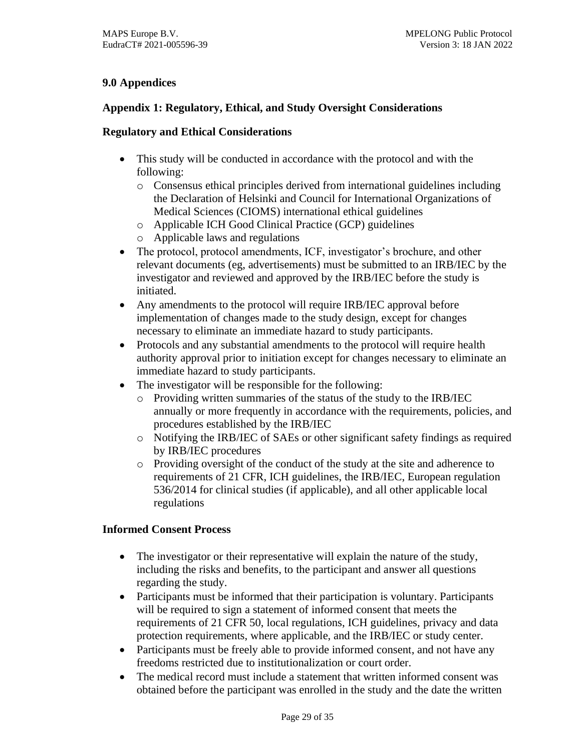## 9.0 Appendices

### Appendix 1: Regulatory, Ethical, and Study Oversight Considerations

#### Regulatory and Ethical Considerations

- This study will be conducted in accordance with the protocol and with the following:
  - Consensus ethical principles derived from international guidelines including the Declaration of Helsinki and Council for International Organizations of Medical Sciences (CIOMS) international ethical guidelines
  - Applicable ICH Good Clinical Practice (GCP) guidelines
  - Applicable laws and regulations
- The protocol, protocol amendments, ICF, investigator's brochure, and other relevant documents (eg, advertisements) must be submitted to an IRB/IEC by the investigator and reviewed and approved by the IRB/IEC before the study is initiated.
- Any amendments to the protocol will require IRB/IEC approval before implementation of changes made to the study design, except for changes necessary to eliminate an immediate hazard to study participants.
- Protocols and any substantial amendments to the protocol will require health authority approval prior to initiation except for changes necessary to eliminate an immediate hazard to study participants.
- The investigator will be responsible for the following:
  - Providing written summaries of the status of the study to the IRB/IEC annually or more frequently in accordance with the requirements, policies, and procedures established by the IRB/IEC
  - Notifying the IRB/IEC of SAEs or other significant safety findings as required by IRB/IEC procedures
  - Providing oversight of the conduct of the study at the site and adherence to requirements of 21 CFR, ICH guidelines, the IRB/IEC, European regulation 536/2014 for clinical studies (if applicable), and all other applicable local regulations

#### Informed Consent Process

- The investigator or their representative will explain the nature of the study, including the risks and benefits, to the participant and answer all questions regarding the study.
- Participants must be informed that their participation is voluntary. Participants will be required to sign a statement of informed consent that meets the requirements of 21 CFR 50, local regulations, ICH guidelines, privacy and data protection requirements, where applicable, and the IRB/IEC or study center.
- Participants must be freely able to provide informed consent, and not have any freedoms restricted due to institutionalization or court order.
- The medical record must include a statement that written informed consent was obtained before the participant was enrolled in the study and the date the written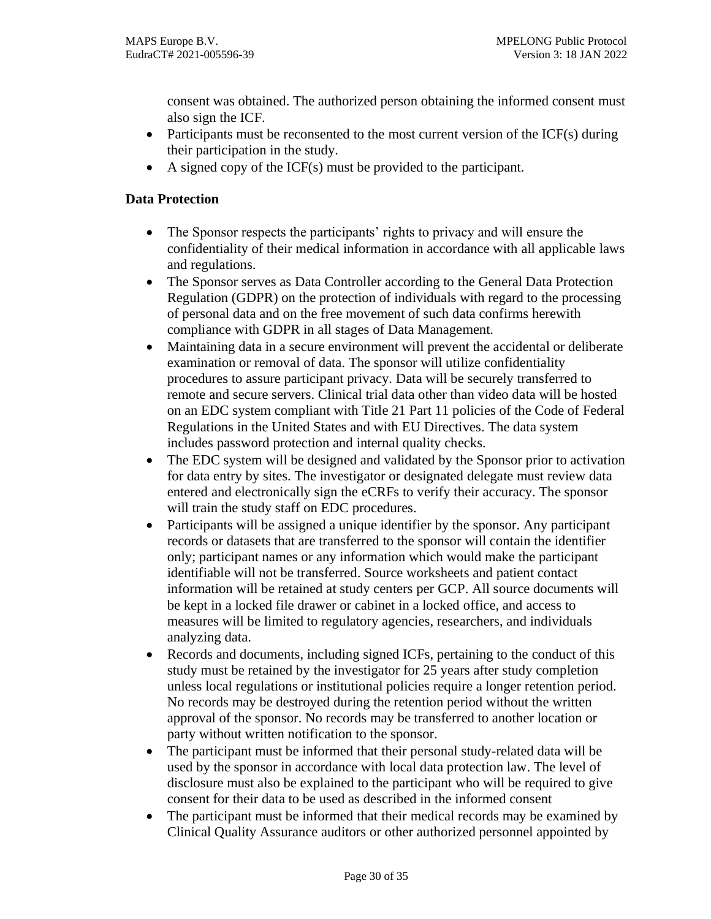consent was obtained. The authorized person obtaining the informed consent must also sign the ICF.

- Participants must be reconsented to the most current version of the ICF(s) during their participation in the study.
- A signed copy of the ICF(s) must be provided to the participant.

### Data Protection

- The Sponsor respects the participants' rights to privacy and will ensure the confidentiality of their medical information in accordance with all applicable laws and regulations.
- The Sponsor serves as Data Controller according to the General Data Protection Regulation (GDPR) on the protection of individuals with regard to the processing of personal data and on the free movement of such data confirms herewith compliance with GDPR in all stages of Data Management.
- Maintaining data in a secure environment will prevent the accidental or deliberate examination or removal of data. The sponsor will utilize confidentiality procedures to assure participant privacy. Data will be securely transferred to remote and secure servers. Clinical trial data other than video data will be hosted on an EDC system compliant with Title 21 Part 11 policies of the Code of Federal Regulations in the United States and with EU Directives. The data system includes password protection and internal quality checks.
- The EDC system will be designed and validated by the Sponsor prior to activation for data entry by sites. The investigator or designated delegate must review data entered and electronically sign the eCRFs to verify their accuracy. The sponsor will train the study staff on EDC procedures.
- Participants will be assigned a unique identifier by the sponsor. Any participant records or datasets that are transferred to the sponsor will contain the identifier only; participant names or any information which would make the participant identifiable will not be transferred. Source worksheets and patient contact information will be retained at study centers per GCP. All source documents will be kept in a locked file drawer or cabinet in a locked office, and access to measures will be limited to regulatory agencies, researchers, and individuals analyzing data.
- Records and documents, including signed ICFs, pertaining to the conduct of this study must be retained by the investigator for 25 years after study completion unless local regulations or institutional policies require a longer retention period. No records may be destroyed during the retention period without the written approval of the sponsor. No records may be transferred to another location or party without written notification to the sponsor.
- The participant must be informed that their personal study-related data will be used by the sponsor in accordance with local data protection law. The level of disclosure must also be explained to the participant who will be required to give consent for their data to be used as described in the informed consent
- The participant must be informed that their medical records may be examined by Clinical Quality Assurance auditors or other authorized personnel appointed by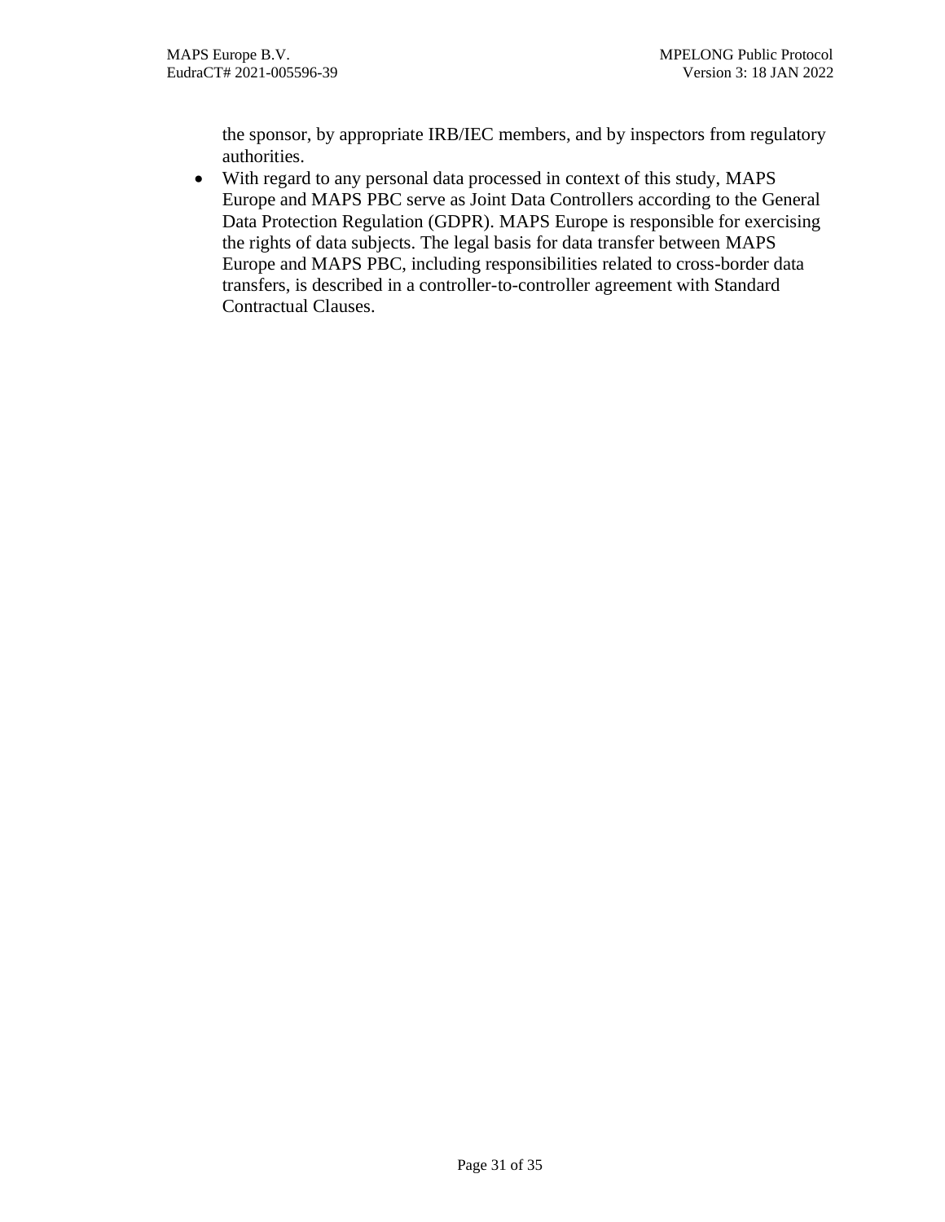the sponsor, by appropriate IRB/IEC members, and by inspectors from regulatory authorities.

- With regard to any personal data processed in context of this study, MAPS Europe and MAPS PBC serve as Joint Data Controllers according to the General Data Protection Regulation (GDPR). MAPS Europe is responsible for exercising the rights of data subjects. The legal basis for data transfer between MAPS Europe and MAPS PBC, including responsibilities related to cross-border data transfers, is described in a controller-to-controller agreement with Standard Contractual Clauses.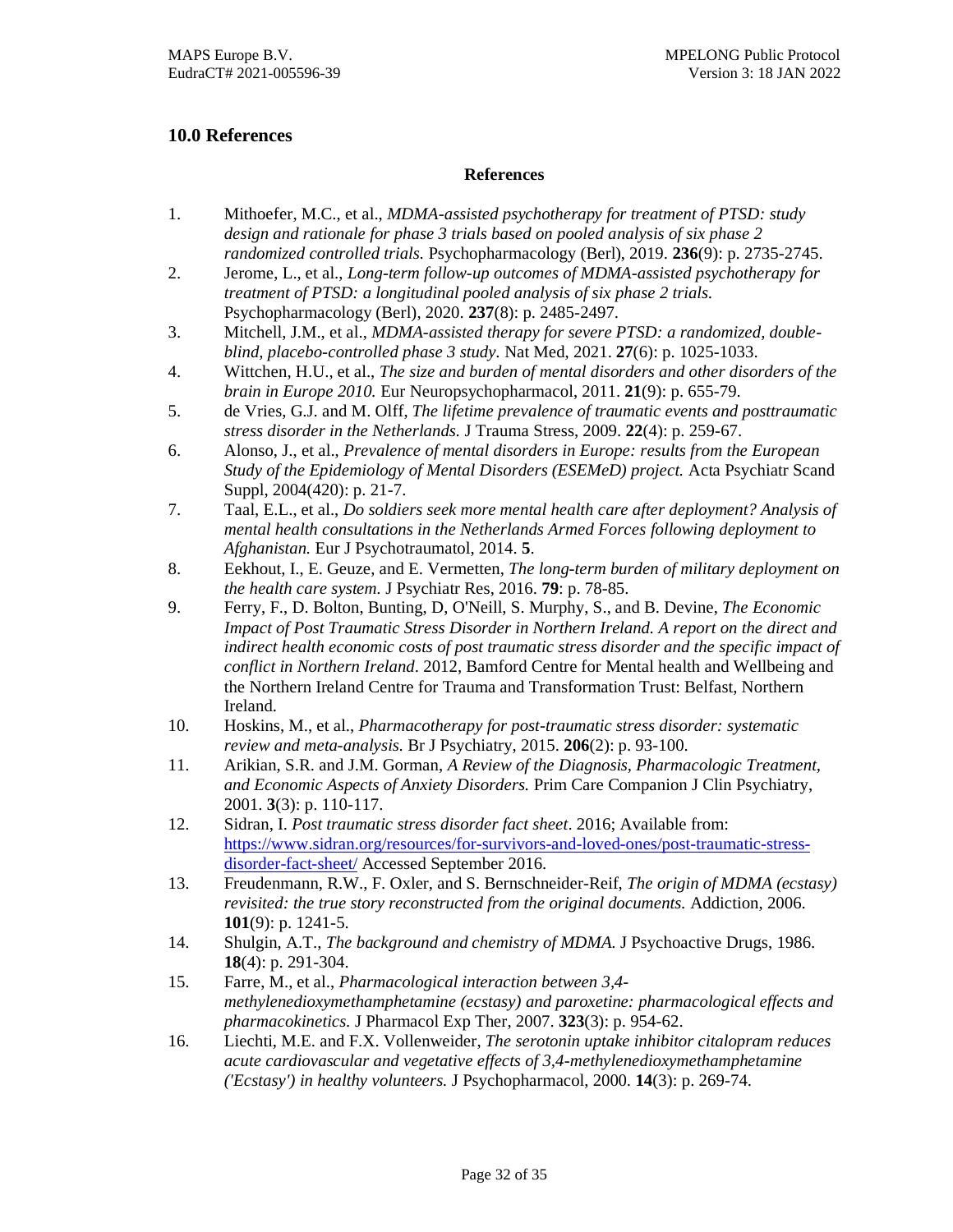## 10.0 References

**References**

1. Mithoefer, M.C., et al., *MDMA-assisted psychotherapy for treatment of PTSD: study design and rationale for phase 3 trials based on pooled analysis of six phase 2 randomized controlled trials.* Psychopharmacology (Berl), 2019. **236**(9): p. 2735-2745.
2. Jerome, L., et al., *Long-term follow-up outcomes of MDMA-assisted psychotherapy for treatment of PTSD: a longitudinal pooled analysis of six phase 2 trials.* Psychopharmacology (Berl), 2020. **237**(8): p. 2485-2497.
3. Mitchell, J.M., et al., *MDMA-assisted therapy for severe PTSD: a randomized, double-blind, placebo-controlled phase 3 study.* Nat Med, 2021. **27**(6): p. 1025-1033.
4. Wittchen, H.U., et al., *The size and burden of mental disorders and other disorders of the brain in Europe 2010.* Eur Neuropsychopharmacol, 2011. **21**(9): p. 655-79.
5. de Vries, G.J. and M. Olff, *The lifetime prevalence of traumatic events and posttraumatic stress disorder in the Netherlands.* J Trauma Stress, 2009. **22**(4): p. 259-67.
6. Alonso, J., et al., *Prevalence of mental disorders in Europe: results from the European Study of the Epidemiology of Mental Disorders (ESEMeD) project.* Acta Psychiatr Scand Suppl, 2004(420): p. 21-7.
7. Taal, E.L., et al., *Do soldiers seek more mental health care after deployment? Analysis of mental health consultations in the Netherlands Armed Forces following deployment to Afghanistan.* Eur J Psychotraumatol, 2014. **5**.
8. Eekhout, I., E. Geuze, and E. Vermetten, *The long-term burden of military deployment on the health care system.* J Psychiatr Res, 2016. **79**: p. 78-85.
9. Ferry, F., D. Bolton, Bunting, D, O'Neill, S. Murphy, S., and B. Devine, *The Economic Impact of Post Traumatic Stress Disorder in Northern Ireland. A report on the direct and indirect health economic costs of post traumatic stress disorder and the specific impact of conflict in Northern Ireland*. 2012, Bamford Centre for Mental health and Wellbeing and the Northern Ireland Centre for Trauma and Transformation Trust: Belfast, Northern Ireland.
10. Hoskins, M., et al., *Pharmacotherapy for post-traumatic stress disorder: systematic review and meta-analysis.* Br J Psychiatry, 2015. **206**(2): p. 93-100.
11. Arikian, S.R. and J.M. Gorman, *A Review of the Diagnosis, Pharmacologic Treatment, and Economic Aspects of Anxiety Disorders.* Prim Care Companion J Clin Psychiatry, 2001. **3**(3): p. 110-117.
12. Sidran, I. *Post traumatic stress disorder fact sheet*. 2016; Available from: [https://www.sidran.org/resources/for-survivors-and-loved-ones/post-traumatic-stress-disorder-fact-sheet/](https://www.sidran.org/resources/for-survivors-and-loved-ones/post-traumatic-stress-disorder-fact-sheet/) Accessed September 2016.
13. Freudenmann, R.W., F. Oxler, and S. Bernschneider-Reif, *The origin of MDMA (ecstasy) revisited: the true story reconstructed from the original documents.* Addiction, 2006. **101**(9): p. 1241-5.
14. Shulgin, A.T., *The background and chemistry of MDMA.* J Psychoactive Drugs, 1986. **18**(4): p. 291-304.
15. Farre, M., et al., *Pharmacological interaction between 3,4-methylenedioxymethamphetamine (ecstasy) and paroxetine: pharmacological effects and pharmacokinetics.* J Pharmacol Exp Ther, 2007. **323**(3): p. 954-62.
16. Liechti, M.E. and F.X. Vollenweider, *The serotonin uptake inhibitor citalopram reduces acute cardiovascular and vegetative effects of 3,4-methylenedioxymethamphetamine ('Ecstasy') in healthy volunteers.* J Psychopharmacol, 2000. **14**(3): p. 269-74.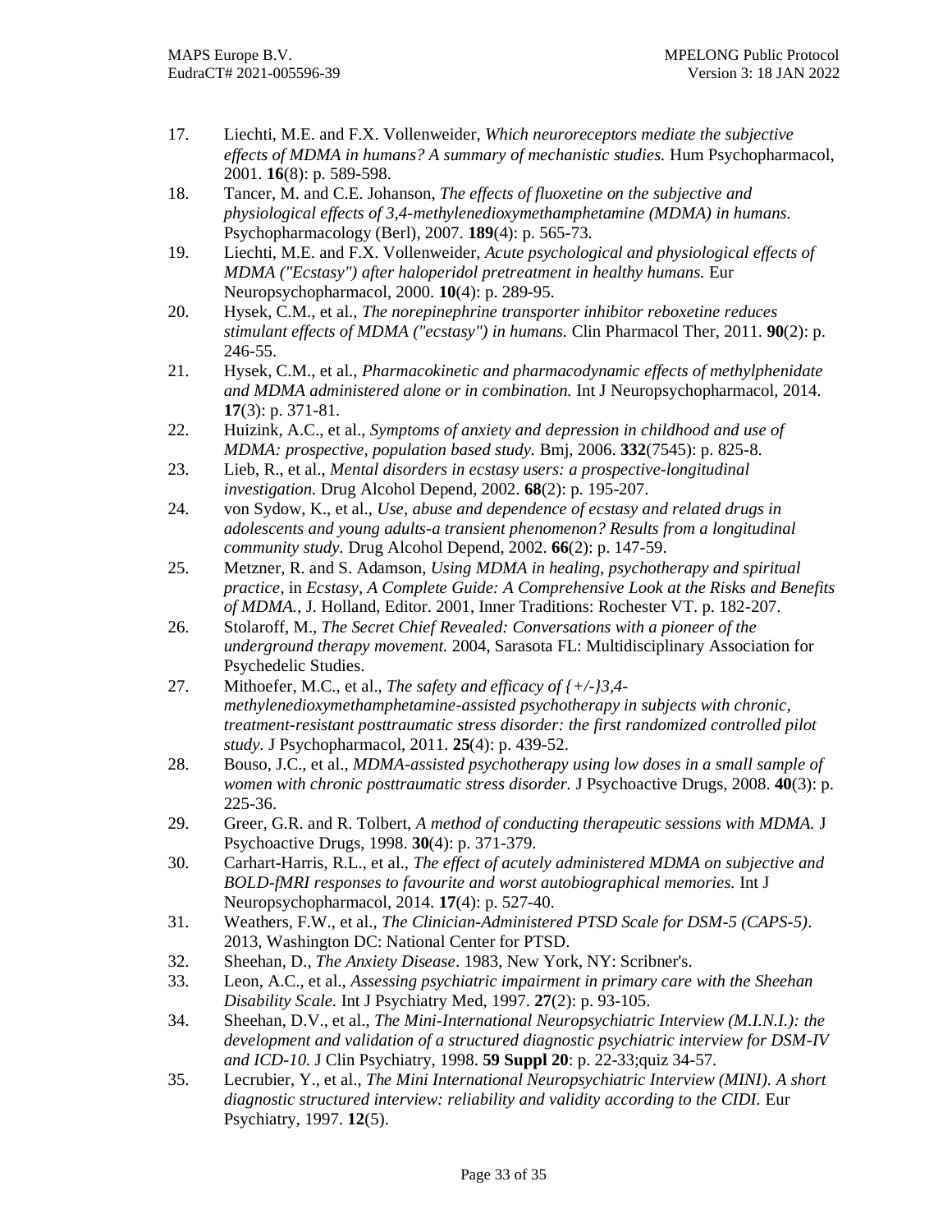17. Liechti, M.E. and F.X. Vollenweider, *Which neuroreceptors mediate the subjective effects of MDMA in humans? A summary of mechanistic studies.* Hum Psychopharmacol, 2001. **16**(8): p. 589-598.
18. Tancer, M. and C.E. Johanson, *The effects of fluoxetine on the subjective and physiological effects of 3,4-methylenedioxymethamphetamine (MDMA) in humans.* Psychopharmacology (Berl), 2007. **189**(4): p. 565-73.
19. Liechti, M.E. and F.X. Vollenweider, *Acute psychological and physiological effects of MDMA ("Ecstasy") after haloperidol pretreatment in healthy humans.* Eur Neuropsychopharmacol, 2000. **10**(4): p. 289-95.
20. Hysek, C.M., et al., *The norepinephrine transporter inhibitor reboxetine reduces stimulant effects of MDMA ("ecstasy") in humans.* Clin Pharmacol Ther, 2011. **90**(2): p. 246-55.
21. Hysek, C.M., et al., *Pharmacokinetic and pharmacodynamic effects of methylphenidate and MDMA administered alone or in combination.* Int J Neuropsychopharmacol, 2014. **17**(3): p. 371-81.
22. Huizink, A.C., et al., *Symptoms of anxiety and depression in childhood and use of MDMA: prospective, population based study.* Bmj, 2006. **332**(7545): p. 825-8.
23. Lieb, R., et al., *Mental disorders in ecstasy users: a prospective-longitudinal investigation.* Drug Alcohol Depend, 2002. **68**(2): p. 195-207.
24. von Sydow, K., et al., *Use, abuse and dependence of ecstasy and related drugs in adolescents and young adults-a transient phenomenon? Results from a longitudinal community study*. Drug Alcohol Depend, 2002. **66**(2): p. 147-59.
25. Metzner, R. and S. Adamson, *Using MDMA in healing, psychotherapy and spiritual practice*, in *Ecstasy, A Complete Guide: A Comprehensive Look at the Risks and Benefits of MDMA.*, J. Holland, Editor. 2001, Inner Traditions: Rochester VT. p. 182-207.
26. Stolaroff, M., *The Secret Chief Revealed: Conversations with a pioneer of the underground therapy movement.* 2004, Sarasota FL: Multidisciplinary Association for Psychedelic Studies.
27. Mithoefer, M.C., et al., *The safety and efficacy of {+/-}3,4-methylenedioxymethamphetamine-assisted psychotherapy in subjects with chronic, treatment-resistant posttraumatic stress disorder: the first randomized controlled pilot study*. J Psychopharmacol, 2011. **25**(4): p. 439-52.
28. Bouso, J.C., et al., *MDMA-assisted psychotherapy using low doses in a small sample of women with chronic posttraumatic stress disorder.* J Psychoactive Drugs, 2008. **40**(3): p. 225-36.
29. Greer, G.R. and R. Tolbert, *A method of conducting therapeutic sessions with MDMA.* J Psychoactive Drugs, 1998. **30**(4): p. 371-379.
30. Carhart-Harris, R.L., et al., *The effect of acutely administered MDMA on subjective and BOLD-fMRI responses to favourite and worst autobiographical memories.* Int J Neuropsychopharmacol, 2014. **17**(4): p. 527-40.
31. Weathers, F.W., et al., *The Clinician-Administered PTSD Scale for DSM-5 (CAPS-5)*. 2013, Washington DC: National Center for PTSD.
32. Sheehan, D., *The Anxiety Disease*. 1983, New York, NY: Scribner's.
33. Leon, A.C., et al., *Assessing psychiatric impairment in primary care with the Sheehan Disability Scale.* Int J Psychiatry Med, 1997. **27**(2): p. 93-105.
34. Sheehan, D.V., et al., *The Mini-International Neuropsychiatric Interview (M.I.N.I.): the development and validation of a structured diagnostic psychiatric interview for DSM-IV and ICD-10.* J Clin Psychiatry, 1998. **59 Suppl 20**: p. 22-33;quiz 34-57.
35. Lecrubier, Y., et al., *The Mini International Neuropsychiatric Interview (MINI). A short diagnostic structured interview: reliability and validity according to the CIDI.* Eur Psychiatry, 1997. **12**(5).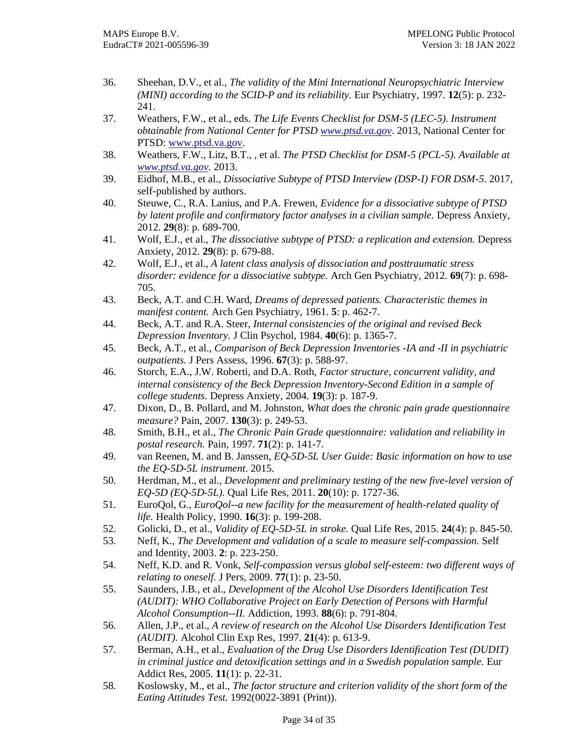36. Sheehan, D.V., et al., *The validity of the Mini International Neuropsychiatric Interview (MINI) according to the SCID-P and its reliability.* Eur Psychiatry, 1997. **12**(5): p. 232-241.
37. Weathers, F.W., et al., eds. *The Life Events Checklist for DSM-5 (LEC-5). Instrument obtainable from National Center for PTSD www.ptsd.va.gov*. 2013, National Center for PTSD: www.ptsd.va.gov.
38. Weathers, F.W., Litz, B.T., , et al. *The PTSD Checklist for DSM-5 (PCL-5). Available at www.ptsd.va.gov.* 2013.
39. Eidhof, M.B., et al., *Dissociative Subtype of PTSD Interview (DSP-I) FOR DSM-5*. 2017, self-published by authors.
40. Steuwe, C., R.A. Lanius, and P.A. Frewen, *Evidence for a dissociative subtype of PTSD by latent profile and confirmatory factor analyses in a civilian sample.* Depress Anxiety, 2012. **29**(8): p. 689-700.
41. Wolf, E.J., et al., *The dissociative subtype of PTSD: a replication and extension.* Depress Anxiety, 2012. **29**(8): p. 679-88.
42. Wolf, E.J., et al., *A latent class analysis of dissociation and posttraumatic stress disorder: evidence for a dissociative subtype.* Arch Gen Psychiatry, 2012. **69**(7): p. 698-705.
43. Beck, A.T. and C.H. Ward, *Dreams of depressed patients. Characteristic themes in manifest content.* Arch Gen Psychiatry, 1961. **5**: p. 462-7.
44. Beck, A.T. and R.A. Steer, *Internal consistencies of the original and revised Beck Depression Inventory.* J Clin Psychol, 1984. **40**(6): p. 1365-7.
45. Beck, A.T., et al., *Comparison of Beck Depression Inventories -IA and -II in psychiatric outpatients.* J Pers Assess, 1996. **67**(3): p. 588-97.
46. Storch, E.A., J.W. Roberti, and D.A. Roth, *Factor structure, concurrent validity, and internal consistency of the Beck Depression Inventory-Second Edition in a sample of college students.* Depress Anxiety, 2004. **19**(3): p. 187-9.
47. Dixon, D., B. Pollard, and M. Johnston, *What does the chronic pain grade questionnaire measure?* Pain, 2007. **130**(3): p. 249-53.
48. Smith, B.H., et al., *The Chronic Pain Grade questionnaire: validation and reliability in postal research.* Pain, 1997. **71**(2): p. 141-7.
49. van Reenen, M. and B. Janssen, *EQ-5D-5L User Guide: Basic information on how to use the EQ-5D-5L instrument*. 2015.
50. Herdman, M., et al., *Development and preliminary testing of the new five-level version of EQ-5D (EQ-5D-5L).* Qual Life Res, 2011. **20**(10): p. 1727-36.
51. EuroQol, G., *EuroQol--a new facility for the measurement of health-related quality of life.* Health Policy, 1990. **16**(3): p. 199-208.
52. Golicki, D., et al., *Validity of EQ-5D-5L in stroke.* Qual Life Res, 2015. **24**(4): p. 845-50.
53. Neff, K., *The Development and validation of a scale to measure self-compassion.* Self and Identity, 2003. **2**: p. 223-250.
54. Neff, K.D. and R. Vonk, *Self-compassion versus global self-esteem: two different ways of relating to oneself.* J Pers, 2009. **77**(1): p. 23-50.
55. Saunders, J.B., et al., *Development of the Alcohol Use Disorders Identification Test (AUDIT): WHO Collaborative Project on Early Detection of Persons with Harmful Alcohol Consumption--II.* Addiction, 1993. **88**(6): p. 791-804.
56. Allen, J.P., et al., *A review of research on the Alcohol Use Disorders Identification Test (AUDIT).* Alcohol Clin Exp Res, 1997. **21**(4): p. 613-9.
57. Berman, A.H., et al., *Evaluation of the Drug Use Disorders Identification Test (DUDIT) in criminal justice and detoxification settings and in a Swedish population sample.* Eur Addict Res, 2005. **11**(1): p. 22-31.
58. Koslowsky, M., et al., *The factor structure and criterion validity of the short form of the Eating Attitudes Test.* 1992(0022-3891 (Print)).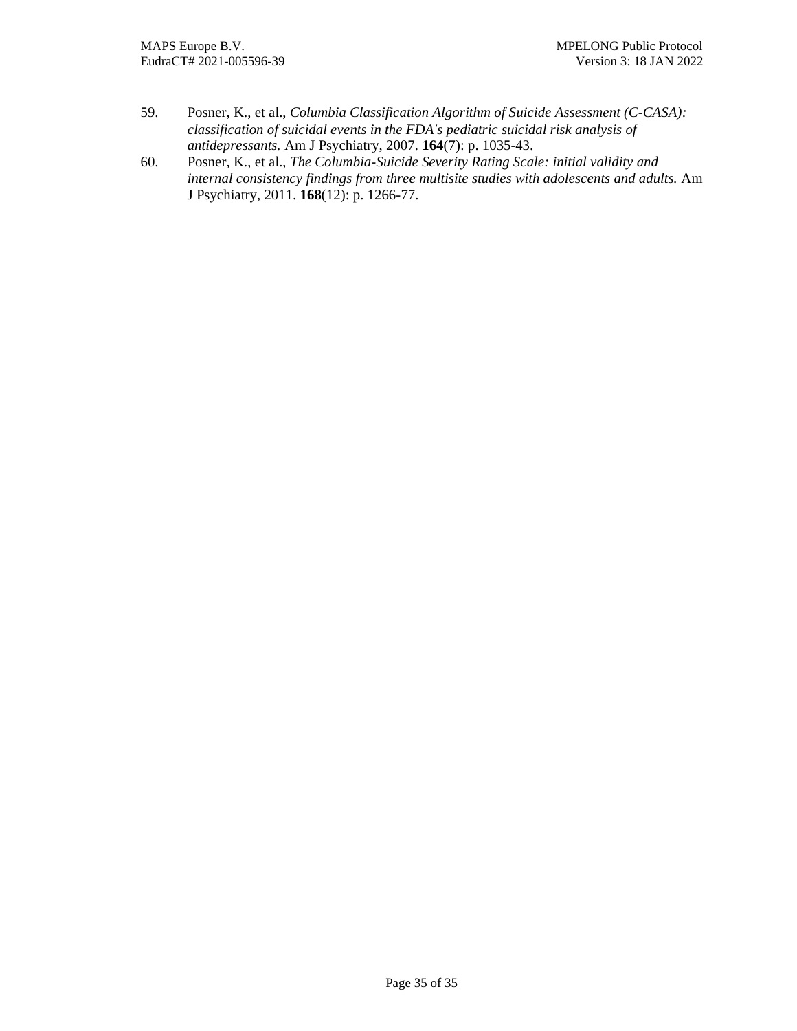59. Posner, K., et al., *Columbia Classification Algorithm of Suicide Assessment (C-CASA): classification of suicidal events in the FDA's pediatric suicidal risk analysis of antidepressants.* Am J Psychiatry, 2007. **164**(7): p. 1035-43.
60. Posner, K., et al., *The Columbia-Suicide Severity Rating Scale: initial validity and internal consistency findings from three multisite studies with adolescents and adults.* Am J Psychiatry, 2011. **168**(12): p. 1266-77.